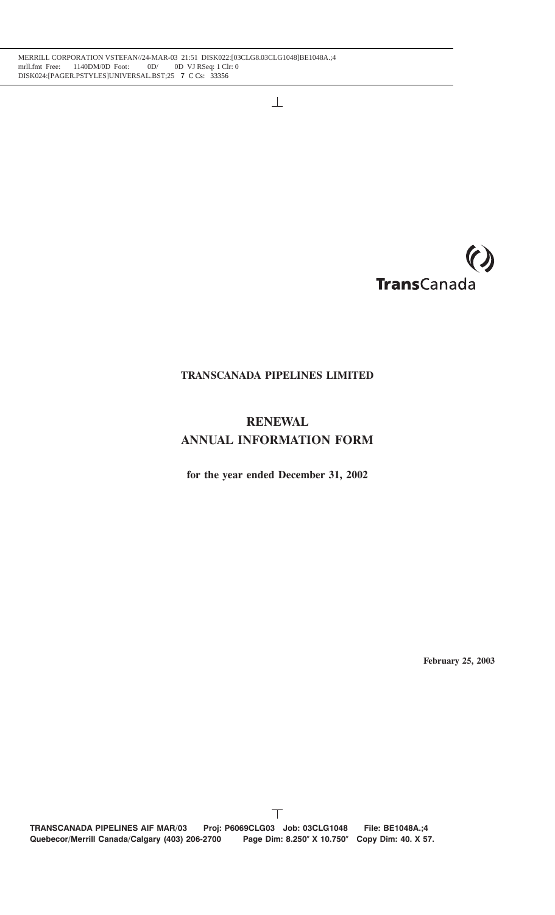TransCanada

# TRANSCANADA PIPELINES LIMITED

## RENEWAL
## ANNUAL INFORMATION FORM

**for the year ended December 31, 2002**

**February 25, 2003**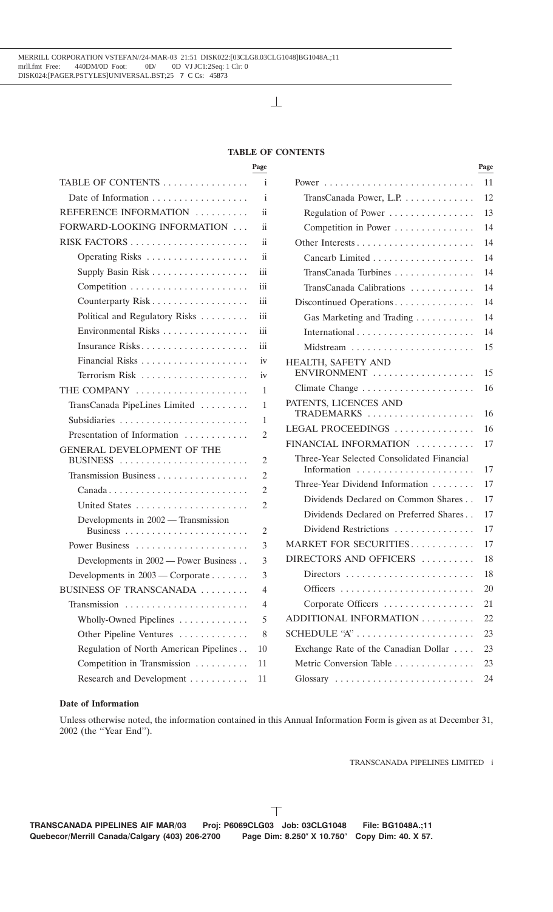# TABLE OF CONTENTS

| | Page |
|---|---|
| TABLE OF CONTENTS | i |
| Date of Information | i |
| REFERENCE INFORMATION | ii |
| FORWARD-LOOKING INFORMATION | ii |
| RISK FACTORS | ii |
| Operating Risks | ii |
| Supply Basin Risk | iii |
| Competition | iii |
| Counterparty Risk | iii |
| Political and Regulatory Risks | iii |
| Environmental Risks | iii |
| Insurance Risks | iii |
| Financial Risks | iv |
| Terrorism Risk | iv |
| THE COMPANY | 1 |
| TransCanada PipeLines Limited | 1 |
| Subsidiaries | 1 |
| Presentation of Information | 2 |
| GENERAL DEVELOPMENT OF THE BUSINESS | 2 |
| Transmission Business | 2 |
| Canada | 2 |
| United States | 2 |
| Developments in 2002 — Transmission Business | 2 |
| Power Business | 3 |
| Developments in 2002 — Power Business | 3 |
| Developments in 2003 — Corporate | 3 |
| BUSINESS OF TRANSCANADA | 4 |
| Transmission | 4 |
| Wholly-Owned Pipelines | 5 |
| Other Pipeline Ventures | 8 |
| Regulation of North American Pipelines | 10 |
| Competition in Transmission | 11 |
| Research and Development | 11 |
| Power | 11 |
| TransCanada Power, L.P. | 12 |
| Regulation of Power | 13 |
| Competition in Power | 14 |
| Other Interests | 14 |
| Cancarb Limited | 14 |
| TransCanada Turbines | 14 |
| TransCanada Calibrations | 14 |
| Discontinued Operations | 14 |
| Gas Marketing and Trading | 14 |
| International | 14 |
| Midstream | 15 |
| HEALTH, SAFETY AND ENVIRONMENT | 15 |
| Climate Change | 16 |
| PATENTS, LICENCES AND TRADEMARKS | 16 |
| LEGAL PROCEEDINGS | 16 |
| FINANCIAL INFORMATION | 17 |
| Three-Year Selected Consolidated Financial Information | 17 |
| Three-Year Dividend Information | 17 |
| Dividends Declared on Common Shares | 17 |
| Dividends Declared on Preferred Shares | 17 |
| Dividend Restrictions | 17 |
| MARKET FOR SECURITIES | 17 |
| DIRECTORS AND OFFICERS | 18 |
| Directors | 18 |
| Officers | 20 |
| Corporate Officers | 21 |
| ADDITIONAL INFORMATION | 22 |
| SCHEDULE "A" | 23 |
| Exchange Rate of the Canadian Dollar | 23 |
| Metric Conversion Table | 23 |
| Glossary | 24 |

**Date of Information**

Unless otherwise noted, the information contained in this Annual Information Form is given as at December 31, 2002 (the ''Year End'').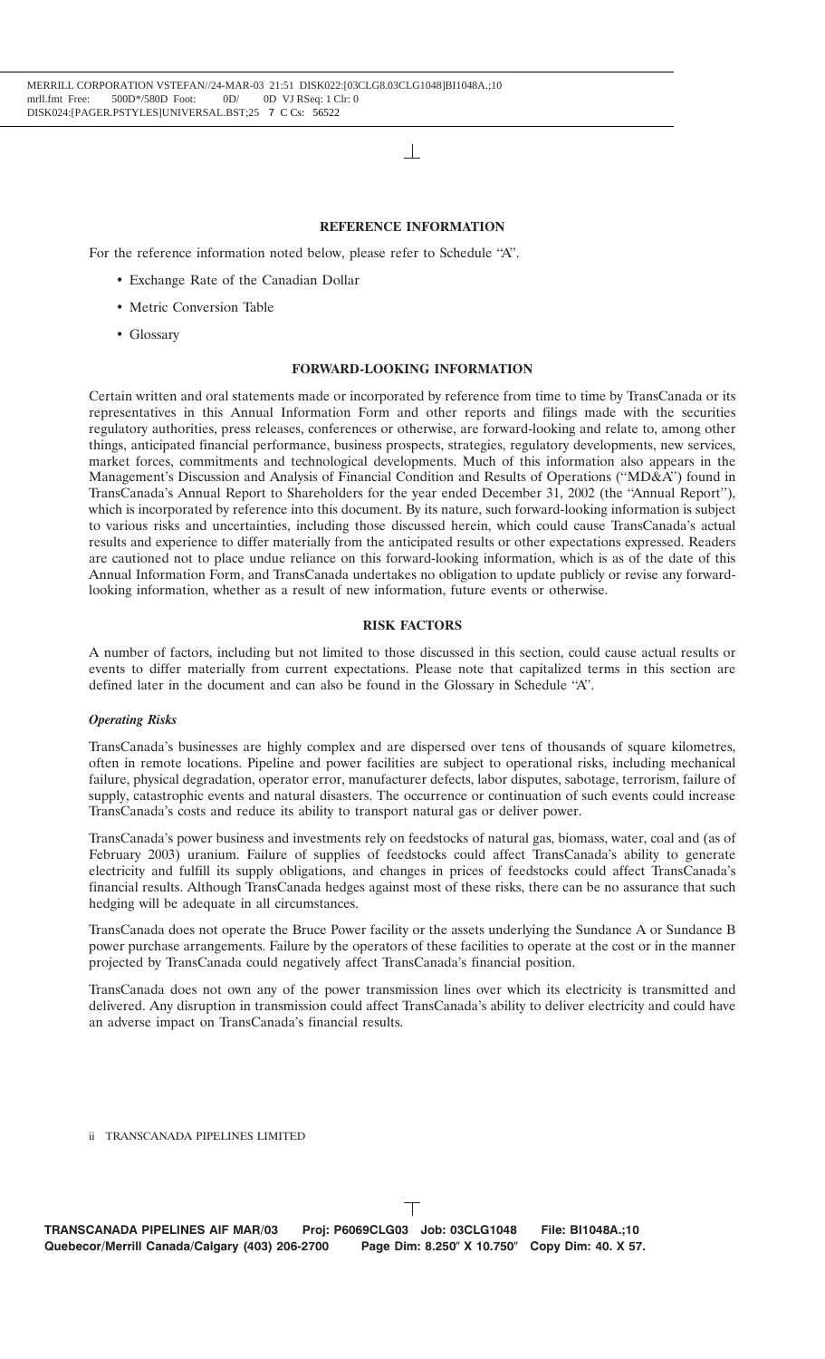## REFERENCE INFORMATION

For the reference information noted below, please refer to Schedule "A".

- Exchange Rate of the Canadian Dollar
- Metric Conversion Table
- Glossary

## FORWARD-LOOKING INFORMATION

Certain written and oral statements made or incorporated by reference from time to time by TransCanada or its representatives in this Annual Information Form and other reports and filings made with the securities regulatory authorities, press releases, conferences or otherwise, are forward-looking and relate to, among other things, anticipated financial performance, business prospects, strategies, regulatory developments, new services, market forces, commitments and technological developments. Much of this information also appears in the Management's Discussion and Analysis of Financial Condition and Results of Operations ("MD&A") found in TransCanada's Annual Report to Shareholders for the year ended December 31, 2002 (the "Annual Report"), which is incorporated by reference into this document. By its nature, such forward-looking information is subject to various risks and uncertainties, including those discussed herein, which could cause TransCanada's actual results and experience to differ materially from the anticipated results or other expectations expressed. Readers are cautioned not to place undue reliance on this forward-looking information, which is as of the date of this Annual Information Form, and TransCanada undertakes no obligation to update publicly or revise any forward-looking information, whether as a result of new information, future events or otherwise.

## RISK FACTORS

A number of factors, including but not limited to those discussed in this section, could cause actual results or events to differ materially from current expectations. Please note that capitalized terms in this section are defined later in the document and can also be found in the Glossary in Schedule "A".

### *Operating Risks*

TransCanada's businesses are highly complex and are dispersed over tens of thousands of square kilometres, often in remote locations. Pipeline and power facilities are subject to operational risks, including mechanical failure, physical degradation, operator error, manufacturer defects, labor disputes, sabotage, terrorism, failure of supply, catastrophic events and natural disasters. The occurrence or continuation of such events could increase TransCanada's costs and reduce its ability to transport natural gas or deliver power.

TransCanada's power business and investments rely on feedstocks of natural gas, biomass, water, coal and (as of February 2003) uranium. Failure of supplies of feedstocks could affect TransCanada's ability to generate electricity and fulfill its supply obligations, and changes in prices of feedstocks could affect TransCanada's financial results. Although TransCanada hedges against most of these risks, there can be no assurance that such hedging will be adequate in all circumstances.

TransCanada does not operate the Bruce Power facility or the assets underlying the Sundance A or Sundance B power purchase arrangements. Failure by the operators of these facilities to operate at the cost or in the manner projected by TransCanada could negatively affect TransCanada's financial position.

TransCanada does not own any of the power transmission lines over which its electricity is transmitted and delivered. Any disruption in transmission could affect TransCanada's ability to deliver electricity and could have an adverse impact on TransCanada's financial results.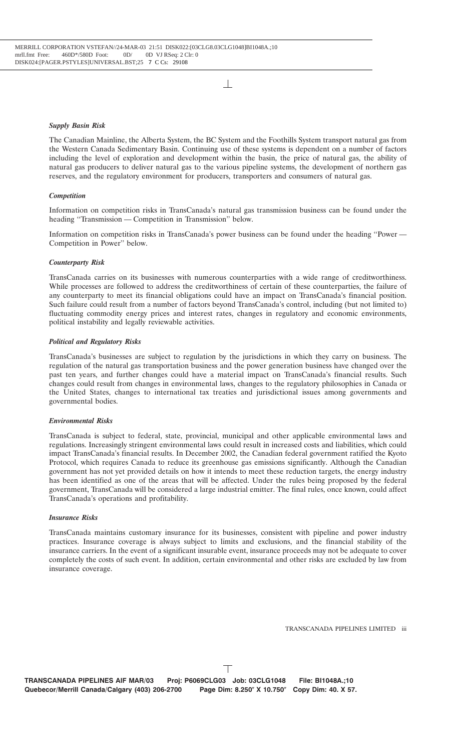### *Supply Basin Risk*

The Canadian Mainline, the Alberta System, the BC System and the Foothills System transport natural gas from the Western Canada Sedimentary Basin. Continuing use of these systems is dependent on a number of factors including the level of exploration and development within the basin, the price of natural gas, the ability of natural gas producers to deliver natural gas to the various pipeline systems, the development of northern gas reserves, and the regulatory environment for producers, transporters and consumers of natural gas.

### *Competition*

Information on competition risks in TransCanada's natural gas transmission business can be found under the heading ''Transmission — Competition in Transmission'' below.

Information on competition risks in TransCanada's power business can be found under the heading ''Power — Competition in Power'' below.

### *Counterparty Risk*

TransCanada carries on its businesses with numerous counterparties with a wide range of creditworthiness. While processes are followed to address the creditworthiness of certain of these counterparties, the failure of any counterparty to meet its financial obligations could have an impact on TransCanada's financial position. Such failure could result from a number of factors beyond TransCanada's control, including (but not limited to) fluctuating commodity energy prices and interest rates, changes in regulatory and economic environments, political instability and legally reviewable activities.

### *Political and Regulatory Risks*

TransCanada's businesses are subject to regulation by the jurisdictions in which they carry on business. The regulation of the natural gas transportation business and the power generation business have changed over the past ten years, and further changes could have a material impact on TransCanada's financial results. Such changes could result from changes in environmental laws, changes to the regulatory philosophies in Canada or the United States, changes to international tax treaties and jurisdictional issues among governments and governmental bodies.

### *Environmental Risks*

TransCanada is subject to federal, state, provincial, municipal and other applicable environmental laws and regulations. Increasingly stringent environmental laws could result in increased costs and liabilities, which could impact TransCanada's financial results. In December 2002, the Canadian federal government ratified the Kyoto Protocol, which requires Canada to reduce its greenhouse gas emissions significantly. Although the Canadian government has not yet provided details on how it intends to meet these reduction targets, the energy industry has been identified as one of the areas that will be affected. Under the rules being proposed by the federal government, TransCanada will be considered a large industrial emitter. The final rules, once known, could affect TransCanada's operations and profitability.

### *Insurance Risks*

TransCanada maintains customary insurance for its businesses, consistent with pipeline and power industry practices. Insurance coverage is always subject to limits and exclusions, and the financial stability of the insurance carriers. In the event of a significant insurable event, insurance proceeds may not be adequate to cover completely the costs of such event. In addition, certain environmental and other risks are excluded by law from insurance coverage.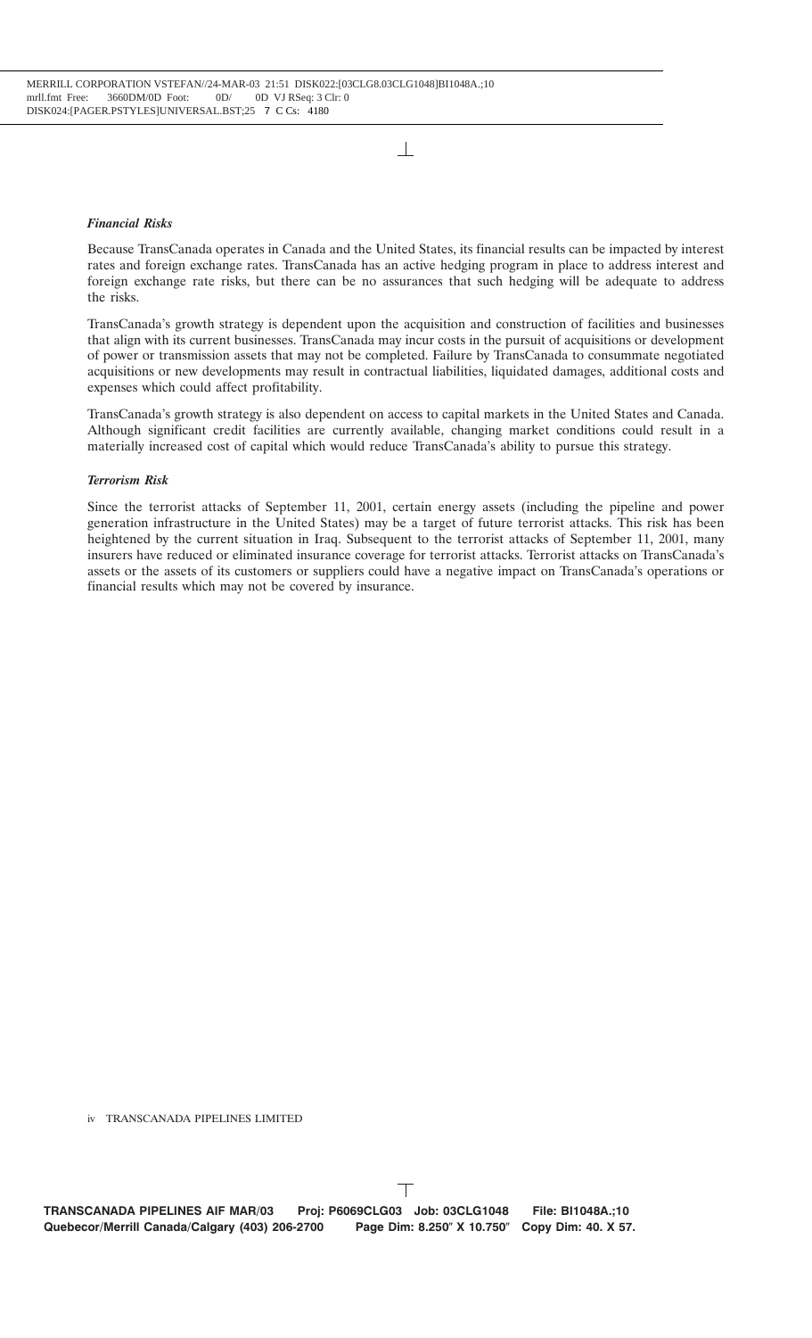### *Financial Risks*

Because TransCanada operates in Canada and the United States, its financial results can be impacted by interest rates and foreign exchange rates. TransCanada has an active hedging program in place to address interest and foreign exchange rate risks, but there can be no assurances that such hedging will be adequate to address the risks.

TransCanada's growth strategy is dependent upon the acquisition and construction of facilities and businesses that align with its current businesses. TransCanada may incur costs in the pursuit of acquisitions or development of power or transmission assets that may not be completed. Failure by TransCanada to consummate negotiated acquisitions or new developments may result in contractual liabilities, liquidated damages, additional costs and expenses which could affect profitability.

TransCanada's growth strategy is also dependent on access to capital markets in the United States and Canada. Although significant credit facilities are currently available, changing market conditions could result in a materially increased cost of capital which would reduce TransCanada's ability to pursue this strategy.

### *Terrorism Risk*

Since the terrorist attacks of September 11, 2001, certain energy assets (including the pipeline and power generation infrastructure in the United States) may be a target of future terrorist attacks. This risk has been heightened by the current situation in Iraq. Subsequent to the terrorist attacks of September 11, 2001, many insurers have reduced or eliminated insurance coverage for terrorist attacks. Terrorist attacks on TransCanada's assets or the assets of its customers or suppliers could have a negative impact on TransCanada's operations or financial results which may not be covered by insurance.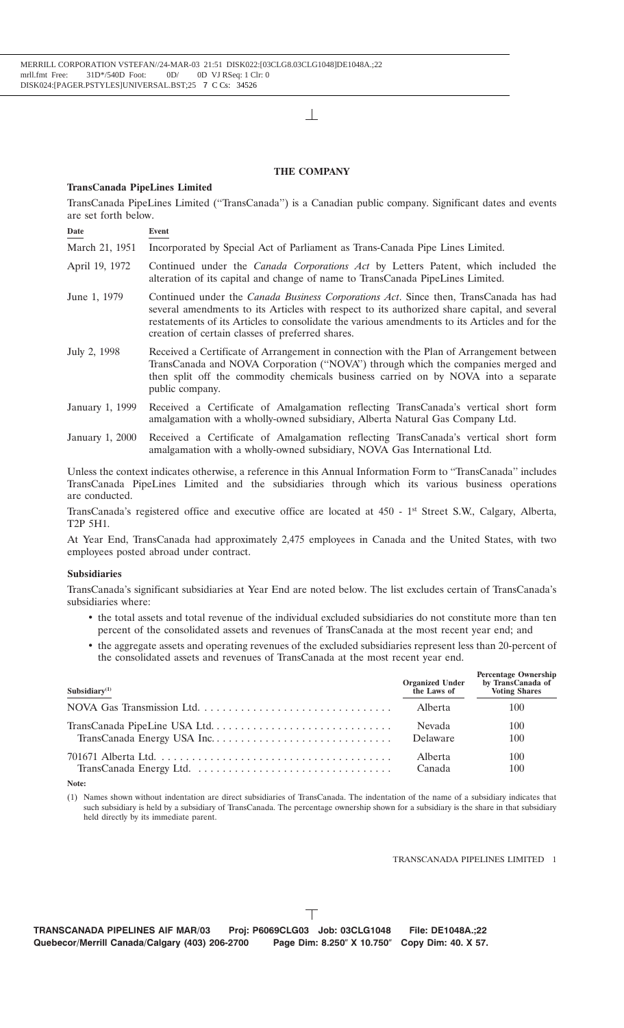# THE COMPANY

### TransCanada PipeLines Limited

TransCanada PipeLines Limited (''TransCanada'') is a Canadian public company. Significant dates and events are set forth below.

| Date | Event |
|---|---|
| March 21, 1951 | Incorporated by Special Act of Parliament as Trans-Canada Pipe Lines Limited. |
| April 19, 1972 | Continued under the *Canada Corporations Act* by Letters Patent, which included the alteration of its capital and change of name to TransCanada PipeLines Limited. |
| June 1, 1979 | Continued under the *Canada Business Corporations Act*. Since then, TransCanada has had several amendments to its Articles with respect to its authorized share capital, and several restatements of its Articles to consolidate the various amendments to its Articles and for the creation of certain classes of preferred shares. |
| July 2, 1998 | Received a Certificate of Arrangement in connection with the Plan of Arrangement between TransCanada and NOVA Corporation (''NOVA'') through which the companies merged and then split off the commodity chemicals business carried on by NOVA into a separate public company. |
| January 1, 1999 | Received a Certificate of Amalgamation reflecting TransCanada's vertical short form amalgamation with a wholly-owned subsidiary, Alberta Natural Gas Company Ltd. |
| January 1, 2000 | Received a Certificate of Amalgamation reflecting TransCanada's vertical short form amalgamation with a wholly-owned subsidiary, NOVA Gas International Ltd. |

Unless the context indicates otherwise, a reference in this Annual Information Form to ''TransCanada'' includes TransCanada PipeLines Limited and the subsidiaries through which its various business operations are conducted.

TransCanada's registered office and executive office are located at 450 - 1st Street S.W., Calgary, Alberta, T2P 5H1.

At Year End, TransCanada had approximately 2,475 employees in Canada and the United States, with two employees posted abroad under contract.

### Subsidiaries

TransCanada's significant subsidiaries at Year End are noted below. The list excludes certain of TransCanada's subsidiaries where:

- the total assets and total revenue of the individual excluded subsidiaries do not constitute more than ten percent of the consolidated assets and revenues of TransCanada at the most recent year end; and
- the aggregate assets and operating revenues of the excluded subsidiaries represent less than 20-percent of the consolidated assets and revenues of TransCanada at the most recent year end.

| Subsidiary[(1)] | Organized Under the Laws of | Percentage Ownership by TransCanada of Voting Shares |
|---|---|---|
| NOVA Gas Transmission Ltd. | Alberta | 100 |
| TransCanada PipeLine USA Ltd. | Nevada | 100 |
| &nbsp;&nbsp;&nbsp;&nbsp;TransCanada Energy USA Inc. | Delaware | 100 |
| 701671 Alberta Ltd. | Alberta | 100 |
| &nbsp;&nbsp;&nbsp;&nbsp;TransCanada Energy Ltd. | Canada | 100 |

**Note:**

(1) Names shown without indentation are direct subsidiaries of TransCanada. The indentation of the name of a subsidiary indicates that such subsidiary is held by a subsidiary of TransCanada. The percentage ownership shown for a subsidiary is the share in that subsidiary held directly by its immediate parent.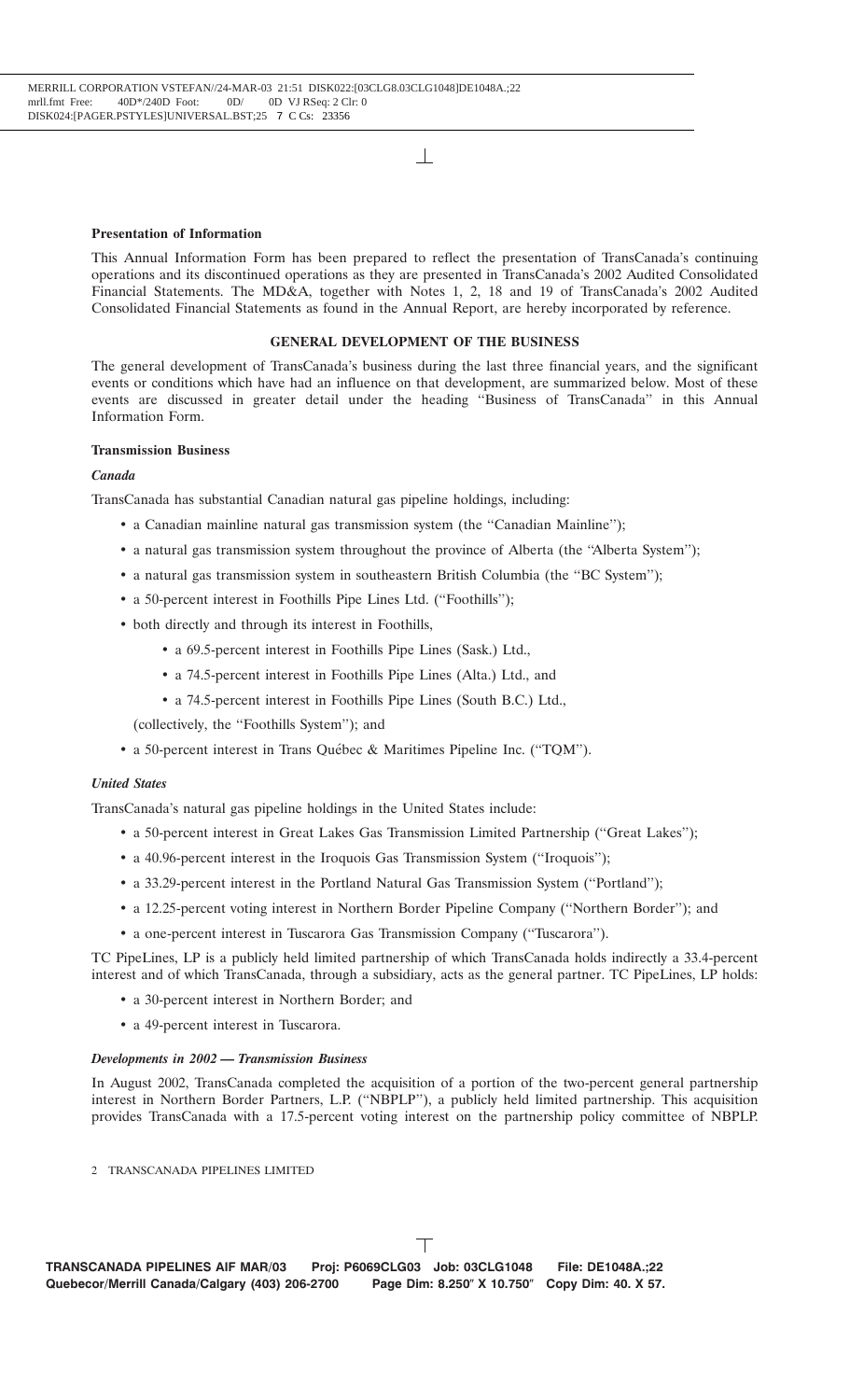**Presentation of Information**

This Annual Information Form has been prepared to reflect the presentation of TransCanada's continuing operations and its discontinued operations as they are presented in TransCanada's 2002 Audited Consolidated Financial Statements. The MD&A, together with Notes 1, 2, 18 and 19 of TransCanada's 2002 Audited Consolidated Financial Statements as found in the Annual Report, are hereby incorporated by reference.

## GENERAL DEVELOPMENT OF THE BUSINESS

The general development of TransCanada's business during the last three financial years, and the significant events or conditions which have had an influence on that development, are summarized below. Most of these events are discussed in greater detail under the heading ''Business of TransCanada'' in this Annual Information Form.

### Transmission Business

#### *Canada*

TransCanada has substantial Canadian natural gas pipeline holdings, including:

- a Canadian mainline natural gas transmission system (the ''Canadian Mainline'');
- a natural gas transmission system throughout the province of Alberta (the ''Alberta System'');
- a natural gas transmission system in southeastern British Columbia (the ''BC System'');
- a 50-percent interest in Foothills Pipe Lines Ltd. (''Foothills'');
- both directly and through its interest in Foothills,
  - a 69.5-percent interest in Foothills Pipe Lines (Sask.) Ltd.,
  - a 74.5-percent interest in Foothills Pipe Lines (Alta.) Ltd., and
  - a 74.5-percent interest in Foothills Pipe Lines (South B.C.) Ltd.,

  (collectively, the ''Foothills System''); and
- a 50-percent interest in Trans Québec & Maritimes Pipeline Inc. (''TQM'').

#### *United States*

TransCanada's natural gas pipeline holdings in the United States include:

- a 50-percent interest in Great Lakes Gas Transmission Limited Partnership (''Great Lakes'');
- a 40.96-percent interest in the Iroquois Gas Transmission System (''Iroquois'');
- a 33.29-percent interest in the Portland Natural Gas Transmission System (''Portland'');
- a 12.25-percent voting interest in Northern Border Pipeline Company (''Northern Border''); and
- a one-percent interest in Tuscarora Gas Transmission Company (''Tuscarora'').

TC PipeLines, LP is a publicly held limited partnership of which TransCanada holds indirectly a 33.4-percent interest and of which TransCanada, through a subsidiary, acts as the general partner. TC PipeLines, LP holds:

- a 30-percent interest in Northern Border; and
- a 49-percent interest in Tuscarora.

#### *Developments in 2002 — Transmission Business*

In August 2002, TransCanada completed the acquisition of a portion of the two-percent general partnership interest in Northern Border Partners, L.P. (''NBPLP''), a publicly held limited partnership. This acquisition provides TransCanada with a 17.5-percent voting interest on the partnership policy committee of NBPLP.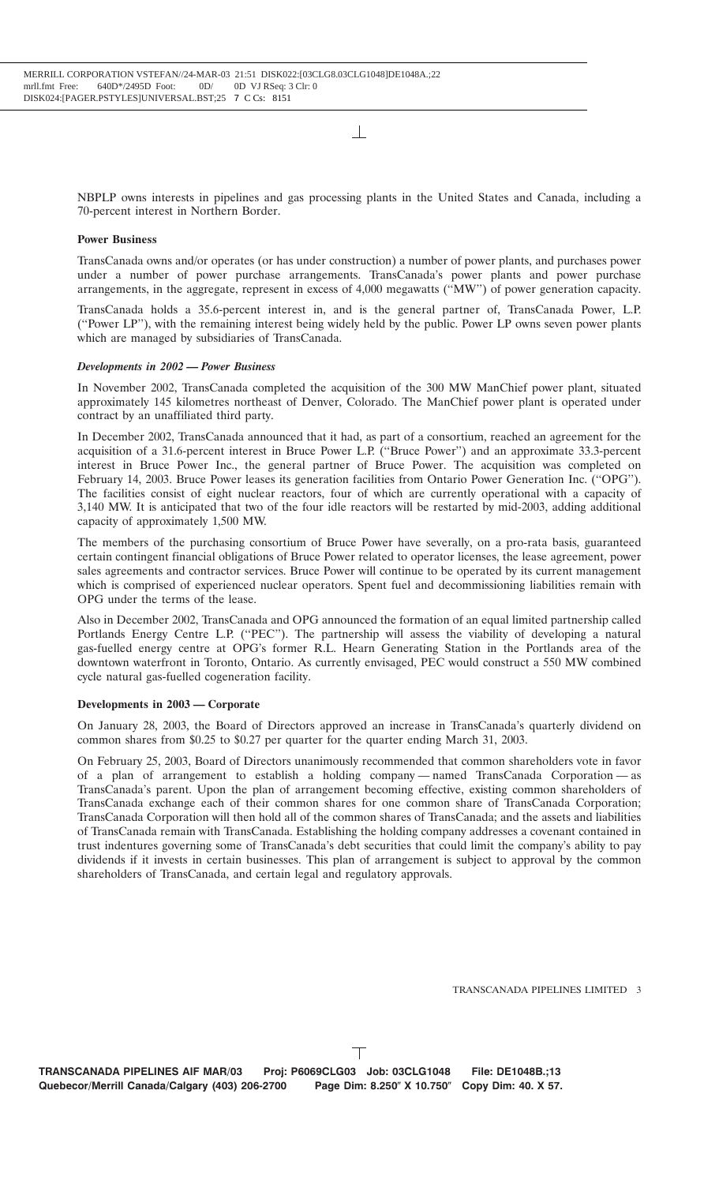NBPLP owns interests in pipelines and gas processing plants in the United States and Canada, including a 70-percent interest in Northern Border.

**Power Business**

TransCanada owns and/or operates (or has under construction) a number of power plants, and purchases power under a number of power purchase arrangements. TransCanada's power plants and power purchase arrangements, in the aggregate, represent in excess of 4,000 megawatts (''MW'') of power generation capacity.

TransCanada holds a 35.6-percent interest in, and is the general partner of, TransCanada Power, L.P. (''Power LP''), with the remaining interest being widely held by the public. Power LP owns seven power plants which are managed by subsidiaries of TransCanada.

***Developments in 2002 — Power Business***

In November 2002, TransCanada completed the acquisition of the 300 MW ManChief power plant, situated approximately 145 kilometres northeast of Denver, Colorado. The ManChief power plant is operated under contract by an unaffiliated third party.

In December 2002, TransCanada announced that it had, as part of a consortium, reached an agreement for the acquisition of a 31.6-percent interest in Bruce Power L.P. (''Bruce Power'') and an approximate 33.3-percent interest in Bruce Power Inc., the general partner of Bruce Power. The acquisition was completed on February 14, 2003. Bruce Power leases its generation facilities from Ontario Power Generation Inc. (''OPG''). The facilities consist of eight nuclear reactors, four of which are currently operational with a capacity of 3,140 MW. It is anticipated that two of the four idle reactors will be restarted by mid-2003, adding additional capacity of approximately 1,500 MW.

The members of the purchasing consortium of Bruce Power have severally, on a pro-rata basis, guaranteed certain contingent financial obligations of Bruce Power related to operator licenses, the lease agreement, power sales agreements and contractor services. Bruce Power will continue to be operated by its current management which is comprised of experienced nuclear operators. Spent fuel and decommissioning liabilities remain with OPG under the terms of the lease.

Also in December 2002, TransCanada and OPG announced the formation of an equal limited partnership called Portlands Energy Centre L.P. (''PEC''). The partnership will assess the viability of developing a natural gas-fuelled energy centre at OPG's former R.L. Hearn Generating Station in the Portlands area of the downtown waterfront in Toronto, Ontario. As currently envisaged, PEC would construct a 550 MW combined cycle natural gas-fuelled cogeneration facility.

**Developments in 2003 — Corporate**

On January 28, 2003, the Board of Directors approved an increase in TransCanada's quarterly dividend on common shares from $0.25 to $0.27 per quarter for the quarter ending March 31, 2003.

On February 25, 2003, Board of Directors unanimously recommended that common shareholders vote in favor of a plan of arrangement to establish a holding company — named TransCanada Corporation — as TransCanada's parent. Upon the plan of arrangement becoming effective, existing common shareholders of TransCanada exchange each of their common shares for one common share of TransCanada Corporation; TransCanada Corporation will then hold all of the common shares of TransCanada; and the assets and liabilities of TransCanada remain with TransCanada. Establishing the holding company addresses a covenant contained in trust indentures governing some of TransCanada's debt securities that could limit the company's ability to pay dividends if it invests in certain businesses. This plan of arrangement is subject to approval by the common shareholders of TransCanada, and certain legal and regulatory approvals.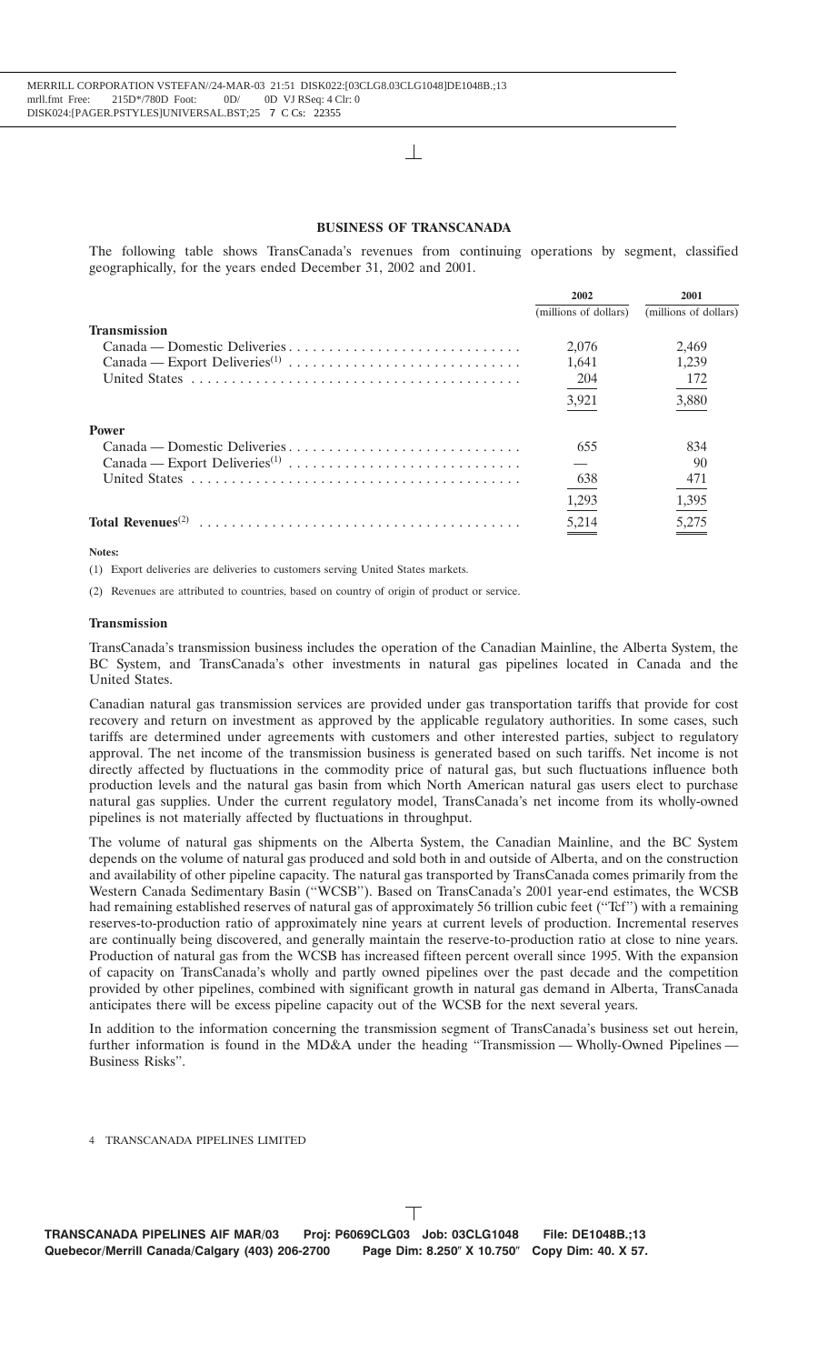## BUSINESS OF TRANSCANADA

The following table shows TransCanada's revenues from continuing operations by segment, classified geographically, for the years ended December 31, 2002 and 2001.

| | 2002 | 2001 |
|---|---|---|
| | (millions of dollars) | (millions of dollars) |
| **Transmission** | | |
| Canada — Domestic Deliveries | 2,076 | 2,469 |
| Canada — Export Deliveries[(1)] | 1,641 | 1,239 |
| United States | 204 | 172 |
| | 3,921 | 3,880 |
| **Power** | | |
| Canada — Domestic Deliveries | 655 | 834 |
| Canada — Export Deliveries[(1)] | — | 90 |
| United States | 638 | 471 |
| | 1,293 | 1,395 |
| **Total Revenues**[(2)] | 5,214 | 5,275 |

**Notes:**

(1) Export deliveries are deliveries to customers serving United States markets.

(2) Revenues are attributed to countries, based on country of origin of product or service.

### Transmission

TransCanada's transmission business includes the operation of the Canadian Mainline, the Alberta System, the BC System, and TransCanada's other investments in natural gas pipelines located in Canada and the United States.

Canadian natural gas transmission services are provided under gas transportation tariffs that provide for cost recovery and return on investment as approved by the applicable regulatory authorities. In some cases, such tariffs are determined under agreements with customers and other interested parties, subject to regulatory approval. The net income of the transmission business is generated based on such tariffs. Net income is not directly affected by fluctuations in the commodity price of natural gas, but such fluctuations influence both production levels and the natural gas basin from which North American natural gas users elect to purchase natural gas supplies. Under the current regulatory model, TransCanada's net income from its wholly-owned pipelines is not materially affected by fluctuations in throughput.

The volume of natural gas shipments on the Alberta System, the Canadian Mainline, and the BC System depends on the volume of natural gas produced and sold both in and outside of Alberta, and on the construction and availability of other pipeline capacity. The natural gas transported by TransCanada comes primarily from the Western Canada Sedimentary Basin ("WCSB"). Based on TransCanada's 2001 year-end estimates, the WCSB had remaining established reserves of natural gas of approximately 56 trillion cubic feet ("Tcf") with a remaining reserves-to-production ratio of approximately nine years at current levels of production. Incremental reserves are continually being discovered, and generally maintain the reserve-to-production ratio at close to nine years. Production of natural gas from the WCSB has increased fifteen percent overall since 1995. With the expansion of capacity on TransCanada's wholly and partly owned pipelines over the past decade and the competition provided by other pipelines, combined with significant growth in natural gas demand in Alberta, TransCanada anticipates there will be excess pipeline capacity out of the WCSB for the next several years.

In addition to the information concerning the transmission segment of TransCanada's business set out herein, further information is found in the MD&A under the heading "Transmission — Wholly-Owned Pipelines — Business Risks".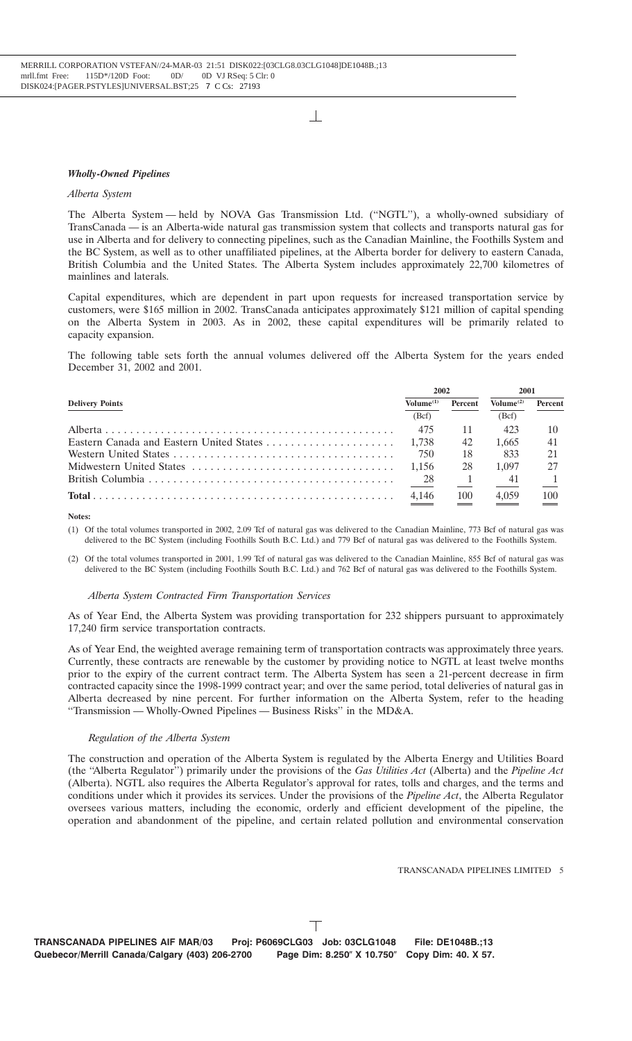### *Wholly-Owned Pipelines*

*Alberta System*

The Alberta System — held by NOVA Gas Transmission Ltd. (''NGTL''), a wholly-owned subsidiary of TransCanada — is an Alberta-wide natural gas transmission system that collects and transports natural gas for use in Alberta and for delivery to connecting pipelines, such as the Canadian Mainline, the Foothills System and the BC System, as well as to other unaffiliated pipelines, at the Alberta border for delivery to eastern Canada, British Columbia and the United States. The Alberta System includes approximately 22,700 kilometres of mainlines and laterals.

Capital expenditures, which are dependent in part upon requests for increased transportation service by customers, were $165 million in 2002. TransCanada anticipates approximately $121 million of capital spending on the Alberta System in 2003. As in 2002, these capital expenditures will be primarily related to capacity expansion.

The following table sets forth the annual volumes delivered off the Alberta System for the years ended December 31, 2002 and 2001.

| | 2002 | | 2001 | |
|---|---|---|---|---|
| **Delivery Points** | **Volume[1]** | **Percent** | **Volume[2]** | **Percent** |
| | (Bcf) | | (Bcf) | |
| Alberta | 475 | 11 | 423 | 10 |
| Eastern Canada and Eastern United States | 1,738 | 42 | 1,665 | 41 |
| Western United States | 750 | 18 | 833 | 21 |
| Midwestern United States | 1,156 | 28 | 1,097 | 27 |
| British Columbia | 28 | 1 | 41 | 1 |
| **Total** | 4,146 | 100 | 4,059 | 100 |

**Notes:**

(1) Of the total volumes transported in 2002, 2.09 Tcf of natural gas was delivered to the Canadian Mainline, 773 Bcf of natural gas was delivered to the BC System (including Foothills South B.C. Ltd.) and 779 Bcf of natural gas was delivered to the Foothills System.

(2) Of the total volumes transported in 2001, 1.99 Tcf of natural gas was delivered to the Canadian Mainline, 855 Bcf of natural gas was delivered to the BC System (including Foothills South B.C. Ltd.) and 762 Bcf of natural gas was delivered to the Foothills System.

*Alberta System Contracted Firm Transportation Services*

As of Year End, the Alberta System was providing transportation for 232 shippers pursuant to approximately 17,240 firm service transportation contracts.

As of Year End, the weighted average remaining term of transportation contracts was approximately three years. Currently, these contracts are renewable by the customer by providing notice to NGTL at least twelve months prior to the expiry of the current contract term. The Alberta System has seen a 21-percent decrease in firm contracted capacity since the 1998-1999 contract year; and over the same period, total deliveries of natural gas in Alberta decreased by nine percent. For further information on the Alberta System, refer to the heading ''Transmission — Wholly-Owned Pipelines — Business Risks'' in the MD&A.

*Regulation of the Alberta System*

The construction and operation of the Alberta System is regulated by the Alberta Energy and Utilities Board (the ''Alberta Regulator'') primarily under the provisions of the *Gas Utilities Act* (Alberta) and the *Pipeline Act* (Alberta). NGTL also requires the Alberta Regulator's approval for rates, tolls and charges, and the terms and conditions under which it provides its services. Under the provisions of the *Pipeline Act*, the Alberta Regulator oversees various matters, including the economic, orderly and efficient development of the pipeline, the operation and abandonment of the pipeline, and certain related pollution and environmental conservation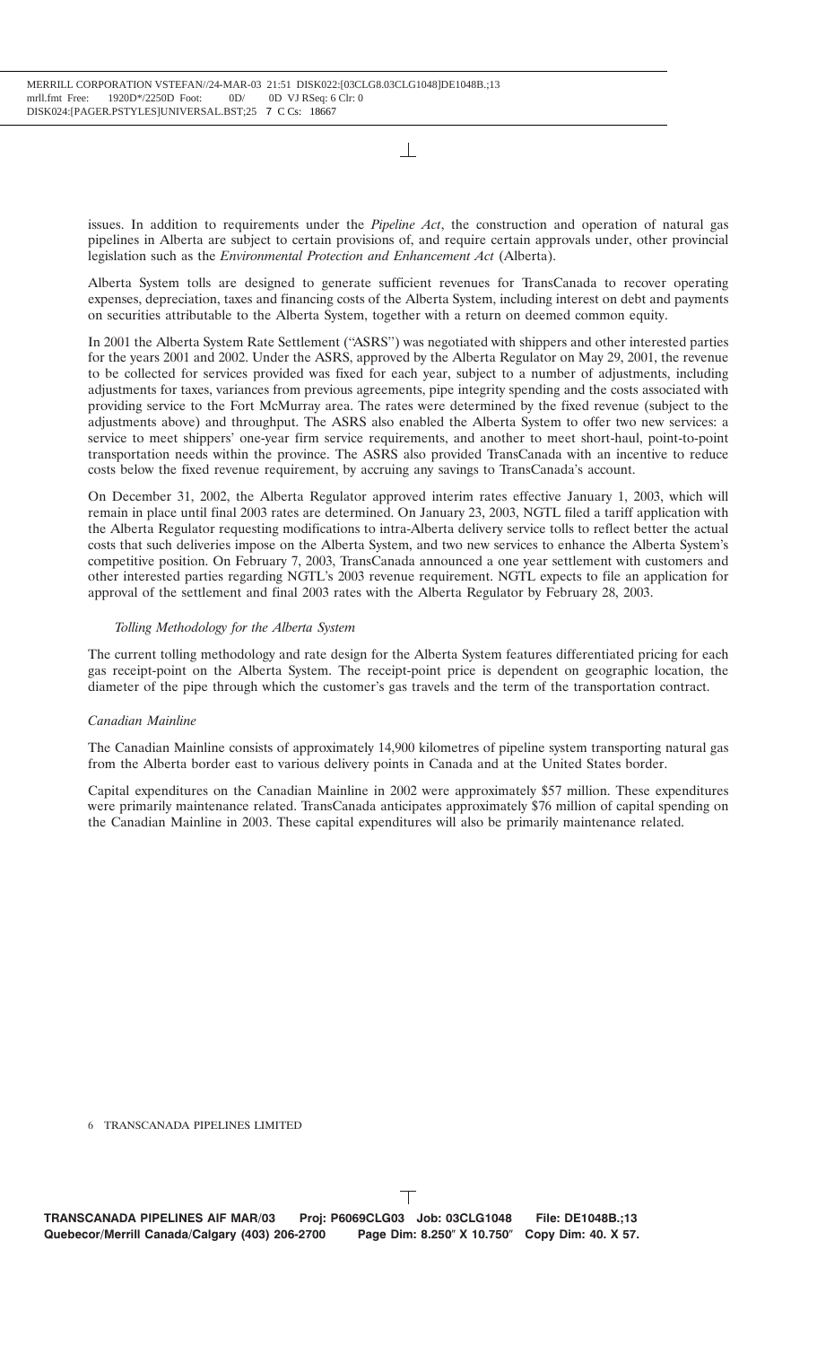issues. In addition to requirements under the *Pipeline Act*, the construction and operation of natural gas pipelines in Alberta are subject to certain provisions of, and require certain approvals under, other provincial legislation such as the *Environmental Protection and Enhancement Act* (Alberta).

Alberta System tolls are designed to generate sufficient revenues for TransCanada to recover operating expenses, depreciation, taxes and financing costs of the Alberta System, including interest on debt and payments on securities attributable to the Alberta System, together with a return on deemed common equity.

In 2001 the Alberta System Rate Settlement (''ASRS'') was negotiated with shippers and other interested parties for the years 2001 and 2002. Under the ASRS, approved by the Alberta Regulator on May 29, 2001, the revenue to be collected for services provided was fixed for each year, subject to a number of adjustments, including adjustments for taxes, variances from previous agreements, pipe integrity spending and the costs associated with providing service to the Fort McMurray area. The rates were determined by the fixed revenue (subject to the adjustments above) and throughput. The ASRS also enabled the Alberta System to offer two new services: a service to meet shippers' one-year firm service requirements, and another to meet short-haul, point-to-point transportation needs within the province. The ASRS also provided TransCanada with an incentive to reduce costs below the fixed revenue requirement, by accruing any savings to TransCanada's account.

On December 31, 2002, the Alberta Regulator approved interim rates effective January 1, 2003, which will remain in place until final 2003 rates are determined. On January 23, 2003, NGTL filed a tariff application with the Alberta Regulator requesting modifications to intra-Alberta delivery service tolls to reflect better the actual costs that such deliveries impose on the Alberta System, and two new services to enhance the Alberta System's competitive position. On February 7, 2003, TransCanada announced a one year settlement with customers and other interested parties regarding NGTL's 2003 revenue requirement. NGTL expects to file an application for approval of the settlement and final 2003 rates with the Alberta Regulator by February 28, 2003.

*Tolling Methodology for the Alberta System*

The current tolling methodology and rate design for the Alberta System features differentiated pricing for each gas receipt-point on the Alberta System. The receipt-point price is dependent on geographic location, the diameter of the pipe through which the customer's gas travels and the term of the transportation contract.

*Canadian Mainline*

The Canadian Mainline consists of approximately 14,900 kilometres of pipeline system transporting natural gas from the Alberta border east to various delivery points in Canada and at the United States border.

Capital expenditures on the Canadian Mainline in 2002 were approximately $57 million. These expenditures were primarily maintenance related. TransCanada anticipates approximately $76 million of capital spending on the Canadian Mainline in 2003. These capital expenditures will also be primarily maintenance related.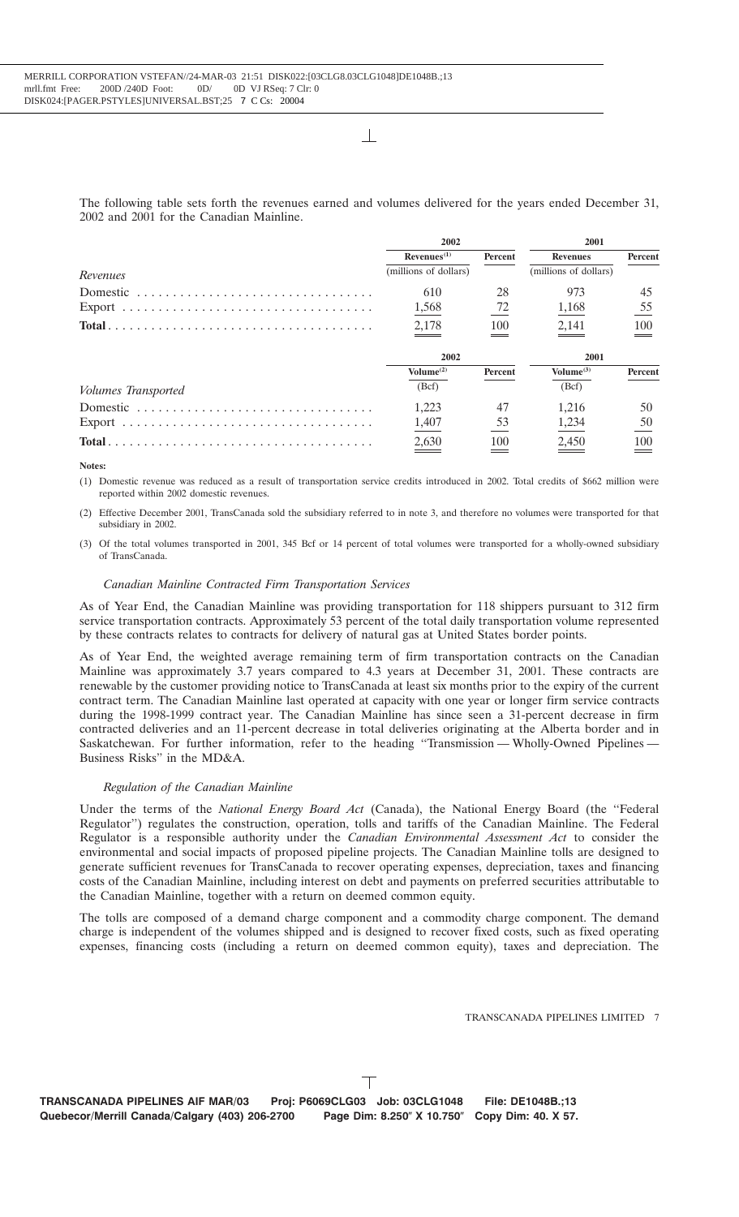The following table sets forth the revenues earned and volumes delivered for the years ended December 31, 2002 and 2001 for the Canadian Mainline.

| | 2002 | | 2001 | |
|---|---|---|---|---|
| | Revenues[(1)] | Percent | Revenues | Percent |
| *Revenues* | (millions of dollars) | | (millions of dollars) | |
| Domestic | 610 | 28 | 973 | 45 |
| Export | 1,568 | 72 | 1,168 | 55 |
| **Total** | 2,178 | 100 | 2,141 | 100 |

| | 2002 | | 2001 | |
|---|---|---|---|---|
| | Volume[(2)] | Percent | Volume[(3)] | Percent |
| *Volumes Transported* | (Bcf) | | (Bcf) | |
| Domestic | 1,223 | 47 | 1,216 | 50 |
| Export | 1,407 | 53 | 1,234 | 50 |
| **Total** | 2,630 | 100 | 2,450 | 100 |

**Notes:**

(1) Domestic revenue was reduced as a result of transportation service credits introduced in 2002. Total credits of $662 million were reported within 2002 domestic revenues.

(2) Effective December 2001, TransCanada sold the subsidiary referred to in note 3, and therefore no volumes were transported for that subsidiary in 2002.

(3) Of the total volumes transported in 2001, 345 Bcf or 14 percent of total volumes were transported for a wholly-owned subsidiary of TransCanada.

### *Canadian Mainline Contracted Firm Transportation Services*

As of Year End, the Canadian Mainline was providing transportation for 118 shippers pursuant to 312 firm service transportation contracts. Approximately 53 percent of the total daily transportation volume represented by these contracts relates to contracts for delivery of natural gas at United States border points.

As of Year End, the weighted average remaining term of firm transportation contracts on the Canadian Mainline was approximately 3.7 years compared to 4.3 years at December 31, 2001. These contracts are renewable by the customer providing notice to TransCanada at least six months prior to the expiry of the current contract term. The Canadian Mainline last operated at capacity with one year or longer firm service contracts during the 1998-1999 contract year. The Canadian Mainline has since seen a 31-percent decrease in firm contracted deliveries and an 11-percent decrease in total deliveries originating at the Alberta border and in Saskatchewan. For further information, refer to the heading "Transmission — Wholly-Owned Pipelines — Business Risks" in the MD&A.

### *Regulation of the Canadian Mainline*

Under the terms of the *National Energy Board Act* (Canada), the National Energy Board (the "Federal Regulator") regulates the construction, operation, tolls and tariffs of the Canadian Mainline. The Federal Regulator is a responsible authority under the *Canadian Environmental Assessment Act* to consider the environmental and social impacts of proposed pipeline projects. The Canadian Mainline tolls are designed to generate sufficient revenues for TransCanada to recover operating expenses, depreciation, taxes and financing costs of the Canadian Mainline, including interest on debt and payments on preferred securities attributable to the Canadian Mainline, together with a return on deemed common equity.

The tolls are composed of a demand charge component and a commodity charge component. The demand charge is independent of the volumes shipped and is designed to recover fixed costs, such as fixed operating expenses, financing costs (including a return on deemed common equity), taxes and depreciation. The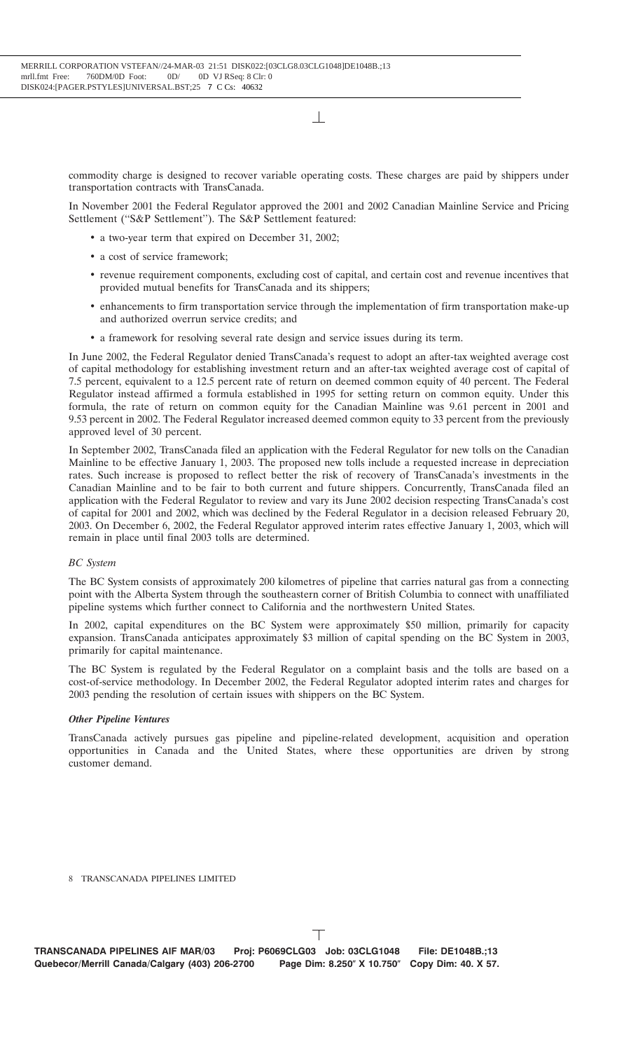commodity charge is designed to recover variable operating costs. These charges are paid by shippers under transportation contracts with TransCanada.

In November 2001 the Federal Regulator approved the 2001 and 2002 Canadian Mainline Service and Pricing Settlement (''S&P Settlement''). The S&P Settlement featured:

- a two-year term that expired on December 31, 2002;
- a cost of service framework;
- revenue requirement components, excluding cost of capital, and certain cost and revenue incentives that provided mutual benefits for TransCanada and its shippers;
- enhancements to firm transportation service through the implementation of firm transportation make-up and authorized overrun service credits; and
- a framework for resolving several rate design and service issues during its term.

In June 2002, the Federal Regulator denied TransCanada's request to adopt an after-tax weighted average cost of capital methodology for establishing investment return and an after-tax weighted average cost of capital of 7.5 percent, equivalent to a 12.5 percent rate of return on deemed common equity of 40 percent. The Federal Regulator instead affirmed a formula established in 1995 for setting return on common equity. Under this formula, the rate of return on common equity for the Canadian Mainline was 9.61 percent in 2001 and 9.53 percent in 2002. The Federal Regulator increased deemed common equity to 33 percent from the previously approved level of 30 percent.

In September 2002, TransCanada filed an application with the Federal Regulator for new tolls on the Canadian Mainline to be effective January 1, 2003. The proposed new tolls include a requested increase in depreciation rates. Such increase is proposed to reflect better the risk of recovery of TransCanada's investments in the Canadian Mainline and to be fair to both current and future shippers. Concurrently, TransCanada filed an application with the Federal Regulator to review and vary its June 2002 decision respecting TransCanada's cost of capital for 2001 and 2002, which was declined by the Federal Regulator in a decision released February 20, 2003. On December 6, 2002, the Federal Regulator approved interim rates effective January 1, 2003, which will remain in place until final 2003 tolls are determined.

*BC System*

The BC System consists of approximately 200 kilometres of pipeline that carries natural gas from a connecting point with the Alberta System through the southeastern corner of British Columbia to connect with unaffiliated pipeline systems which further connect to California and the northwestern United States.

In 2002, capital expenditures on the BC System were approximately $50 million, primarily for capacity expansion. TransCanada anticipates approximately $3 million of capital spending on the BC System in 2003, primarily for capital maintenance.

The BC System is regulated by the Federal Regulator on a complaint basis and the tolls are based on a cost-of-service methodology. In December 2002, the Federal Regulator adopted interim rates and charges for 2003 pending the resolution of certain issues with shippers on the BC System.

***Other Pipeline Ventures***

TransCanada actively pursues gas pipeline and pipeline-related development, acquisition and operation opportunities in Canada and the United States, where these opportunities are driven by strong customer demand.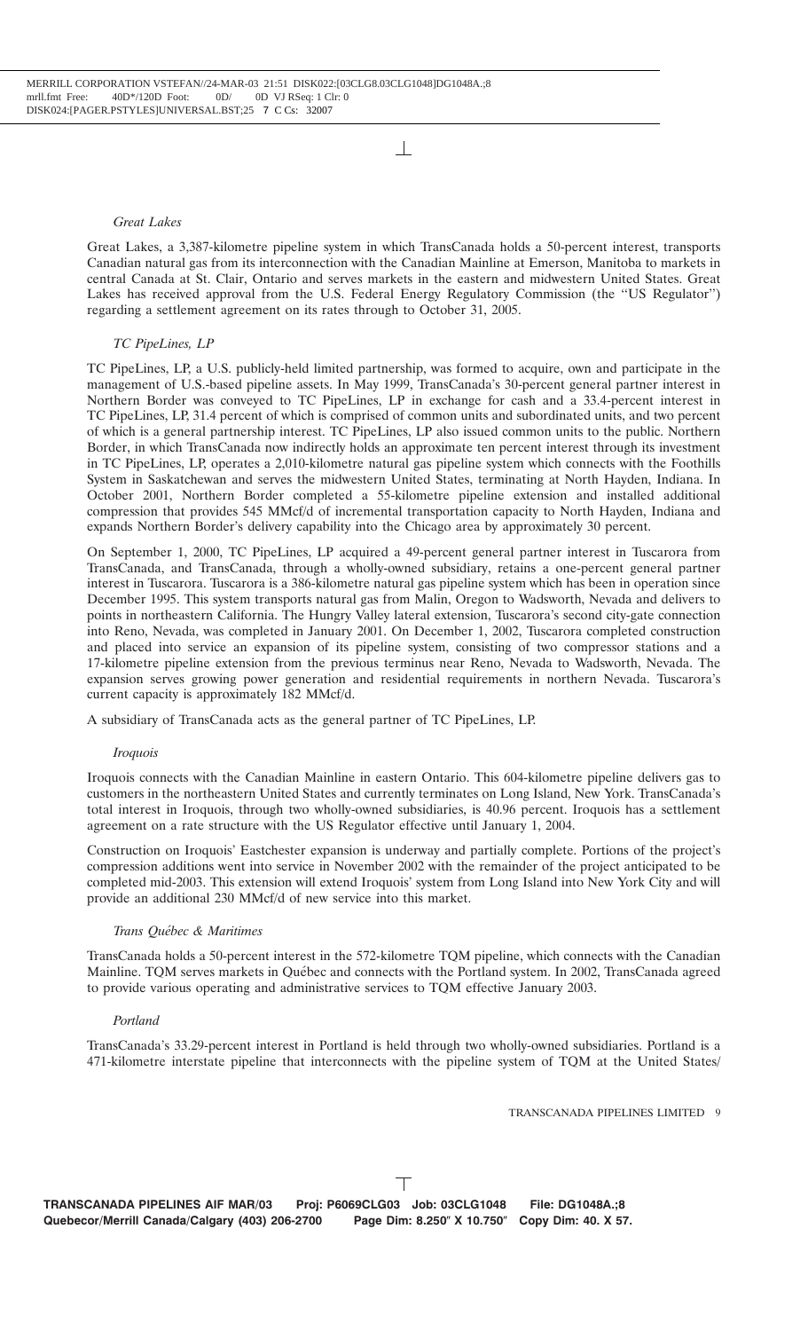*Great Lakes*

Great Lakes, a 3,387-kilometre pipeline system in which TransCanada holds a 50-percent interest, transports Canadian natural gas from its interconnection with the Canadian Mainline at Emerson, Manitoba to markets in central Canada at St. Clair, Ontario and serves markets in the eastern and midwestern United States. Great Lakes has received approval from the U.S. Federal Energy Regulatory Commission (the ''US Regulator'') regarding a settlement agreement on its rates through to October 31, 2005.

*TC PipeLines, LP*

TC PipeLines, LP, a U.S. publicly-held limited partnership, was formed to acquire, own and participate in the management of U.S.-based pipeline assets. In May 1999, TransCanada's 30-percent general partner interest in Northern Border was conveyed to TC PipeLines, LP in exchange for cash and a 33.4-percent interest in TC PipeLines, LP, 31.4 percent of which is comprised of common units and subordinated units, and two percent of which is a general partnership interest. TC PipeLines, LP also issued common units to the public. Northern Border, in which TransCanada now indirectly holds an approximate ten percent interest through its investment in TC PipeLines, LP, operates a 2,010-kilometre natural gas pipeline system which connects with the Foothills System in Saskatchewan and serves the midwestern United States, terminating at North Hayden, Indiana. In October 2001, Northern Border completed a 55-kilometre pipeline extension and installed additional compression that provides 545 MMcf/d of incremental transportation capacity to North Hayden, Indiana and expands Northern Border's delivery capability into the Chicago area by approximately 30 percent.

On September 1, 2000, TC PipeLines, LP acquired a 49-percent general partner interest in Tuscarora from TransCanada, and TransCanada, through a wholly-owned subsidiary, retains a one-percent general partner interest in Tuscarora. Tuscarora is a 386-kilometre natural gas pipeline system which has been in operation since December 1995. This system transports natural gas from Malin, Oregon to Wadsworth, Nevada and delivers to points in northeastern California. The Hungry Valley lateral extension, Tuscarora's second city-gate connection into Reno, Nevada, was completed in January 2001. On December 1, 2002, Tuscarora completed construction and placed into service an expansion of its pipeline system, consisting of two compressor stations and a 17-kilometre pipeline extension from the previous terminus near Reno, Nevada to Wadsworth, Nevada. The expansion serves growing power generation and residential requirements in northern Nevada. Tuscarora's current capacity is approximately 182 MMcf/d.

A subsidiary of TransCanada acts as the general partner of TC PipeLines, LP.

*Iroquois*

Iroquois connects with the Canadian Mainline in eastern Ontario. This 604-kilometre pipeline delivers gas to customers in the northeastern United States and currently terminates on Long Island, New York. TransCanada's total interest in Iroquois, through two wholly-owned subsidiaries, is 40.96 percent. Iroquois has a settlement agreement on a rate structure with the US Regulator effective until January 1, 2004.

Construction on Iroquois' Eastchester expansion is underway and partially complete. Portions of the project's compression additions went into service in November 2002 with the remainder of the project anticipated to be completed mid-2003. This extension will extend Iroquois' system from Long Island into New York City and will provide an additional 230 MMcf/d of new service into this market.

*Trans Québec & Maritimes*

TransCanada holds a 50-percent interest in the 572-kilometre TQM pipeline, which connects with the Canadian Mainline. TQM serves markets in Québec and connects with the Portland system. In 2002, TransCanada agreed to provide various operating and administrative services to TQM effective January 2003.

*Portland*

TransCanada's 33.29-percent interest in Portland is held through two wholly-owned subsidiaries. Portland is a 471-kilometre interstate pipeline that interconnects with the pipeline system of TQM at the United States/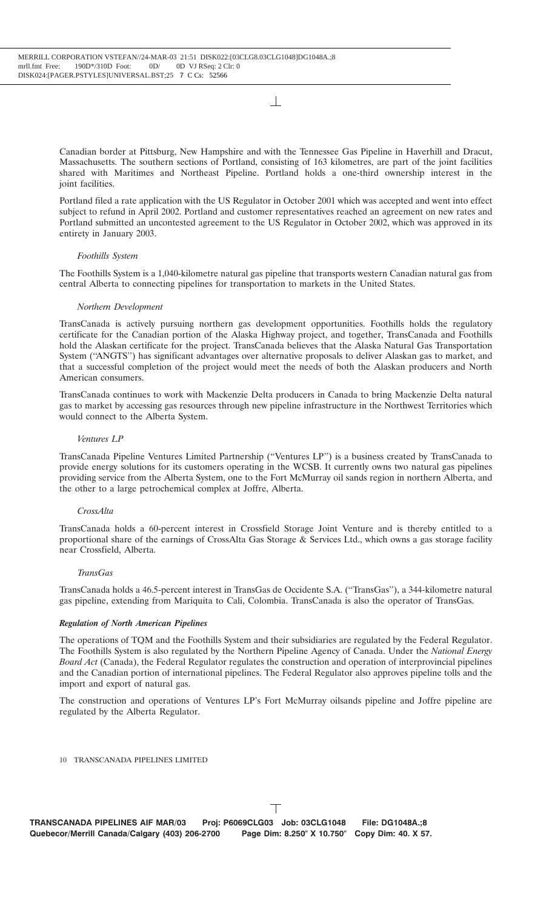Canadian border at Pittsburg, New Hampshire and with the Tennessee Gas Pipeline in Haverhill and Dracut, Massachusetts. The southern sections of Portland, consisting of 163 kilometres, are part of the joint facilities shared with Maritimes and Northeast Pipeline. Portland holds a one-third ownership interest in the joint facilities.

Portland filed a rate application with the US Regulator in October 2001 which was accepted and went into effect subject to refund in April 2002. Portland and customer representatives reached an agreement on new rates and Portland submitted an uncontested agreement to the US Regulator in October 2002, which was approved in its entirety in January 2003.

*Foothills System*

The Foothills System is a 1,040-kilometre natural gas pipeline that transports western Canadian natural gas from central Alberta to connecting pipelines for transportation to markets in the United States.

*Northern Development*

TransCanada is actively pursuing northern gas development opportunities. Foothills holds the regulatory certificate for the Canadian portion of the Alaska Highway project, and together, TransCanada and Foothills hold the Alaskan certificate for the project. TransCanada believes that the Alaska Natural Gas Transportation System (''ANGTS'') has significant advantages over alternative proposals to deliver Alaskan gas to market, and that a successful completion of the project would meet the needs of both the Alaskan producers and North American consumers.

TransCanada continues to work with Mackenzie Delta producers in Canada to bring Mackenzie Delta natural gas to market by accessing gas resources through new pipeline infrastructure in the Northwest Territories which would connect to the Alberta System.

*Ventures LP*

TransCanada Pipeline Ventures Limited Partnership (''Ventures LP'') is a business created by TransCanada to provide energy solutions for its customers operating in the WCSB. It currently owns two natural gas pipelines providing service from the Alberta System, one to the Fort McMurray oil sands region in northern Alberta, and the other to a large petrochemical complex at Joffre, Alberta.

*CrossAlta*

TransCanada holds a 60-percent interest in Crossfield Storage Joint Venture and is thereby entitled to a proportional share of the earnings of CrossAlta Gas Storage & Services Ltd., which owns a gas storage facility near Crossfield, Alberta.

*TransGas*

TransCanada holds a 46.5-percent interest in TransGas de Occidente S.A. (''TransGas''), a 344-kilometre natural gas pipeline, extending from Mariquita to Cali, Colombia. TransCanada is also the operator of TransGas.

***Regulation of North American Pipelines***

The operations of TQM and the Foothills System and their subsidiaries are regulated by the Federal Regulator. The Foothills System is also regulated by the Northern Pipeline Agency of Canada. Under the *National Energy Board Act* (Canada), the Federal Regulator regulates the construction and operation of interprovincial pipelines and the Canadian portion of international pipelines. The Federal Regulator also approves pipeline tolls and the import and export of natural gas.

The construction and operations of Ventures LP's Fort McMurray oilsands pipeline and Joffre pipeline are regulated by the Alberta Regulator.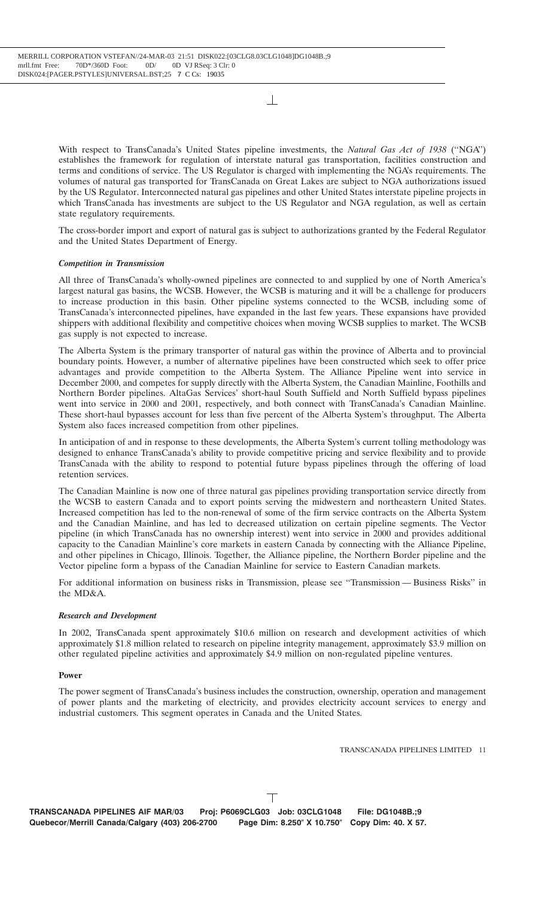With respect to TransCanada's United States pipeline investments, the *Natural Gas Act of 1938* (''NGA'') establishes the framework for regulation of interstate natural gas transportation, facilities construction and terms and conditions of service. The US Regulator is charged with implementing the NGA's requirements. The volumes of natural gas transported for TransCanada on Great Lakes are subject to NGA authorizations issued by the US Regulator. Interconnected natural gas pipelines and other United States interstate pipeline projects in which TransCanada has investments are subject to the US Regulator and NGA regulation, as well as certain state regulatory requirements.

The cross-border import and export of natural gas is subject to authorizations granted by the Federal Regulator and the United States Department of Energy.

***Competition in Transmission***

All three of TransCanada's wholly-owned pipelines are connected to and supplied by one of North America's largest natural gas basins, the WCSB. However, the WCSB is maturing and it will be a challenge for producers to increase production in this basin. Other pipeline systems connected to the WCSB, including some of TransCanada's interconnected pipelines, have expanded in the last few years. These expansions have provided shippers with additional flexibility and competitive choices when moving WCSB supplies to market. The WCSB gas supply is not expected to increase.

The Alberta System is the primary transporter of natural gas within the province of Alberta and to provincial boundary points. However, a number of alternative pipelines have been constructed which seek to offer price advantages and provide competition to the Alberta System. The Alliance Pipeline went into service in December 2000, and competes for supply directly with the Alberta System, the Canadian Mainline, Foothills and Northern Border pipelines. AltaGas Services' short-haul South Suffield and North Suffield bypass pipelines went into service in 2000 and 2001, respectively, and both connect with TransCanada's Canadian Mainline. These short-haul bypasses account for less than five percent of the Alberta System's throughput. The Alberta System also faces increased competition from other pipelines.

In anticipation of and in response to these developments, the Alberta System's current tolling methodology was designed to enhance TransCanada's ability to provide competitive pricing and service flexibility and to provide TransCanada with the ability to respond to potential future bypass pipelines through the offering of load retention services.

The Canadian Mainline is now one of three natural gas pipelines providing transportation service directly from the WCSB to eastern Canada and to export points serving the midwestern and northeastern United States. Increased competition has led to the non-renewal of some of the firm service contracts on the Alberta System and the Canadian Mainline, and has led to decreased utilization on certain pipeline segments. The Vector pipeline (in which TransCanada has no ownership interest) went into service in 2000 and provides additional capacity to the Canadian Mainline's core markets in eastern Canada by connecting with the Alliance Pipeline, and other pipelines in Chicago, Illinois. Together, the Alliance pipeline, the Northern Border pipeline and the Vector pipeline form a bypass of the Canadian Mainline for service to Eastern Canadian markets.

For additional information on business risks in Transmission, please see ''Transmission — Business Risks'' in the MD&A.

***Research and Development***

In 2002, TransCanada spent approximately $10.6 million on research and development activities of which approximately $1.8 million related to research on pipeline integrity management, approximately $3.9 million on other regulated pipeline activities and approximately $4.9 million on non-regulated pipeline ventures.

**Power**

The power segment of TransCanada's business includes the construction, ownership, operation and management of power plants and the marketing of electricity, and provides electricity account services to energy and industrial customers. This segment operates in Canada and the United States.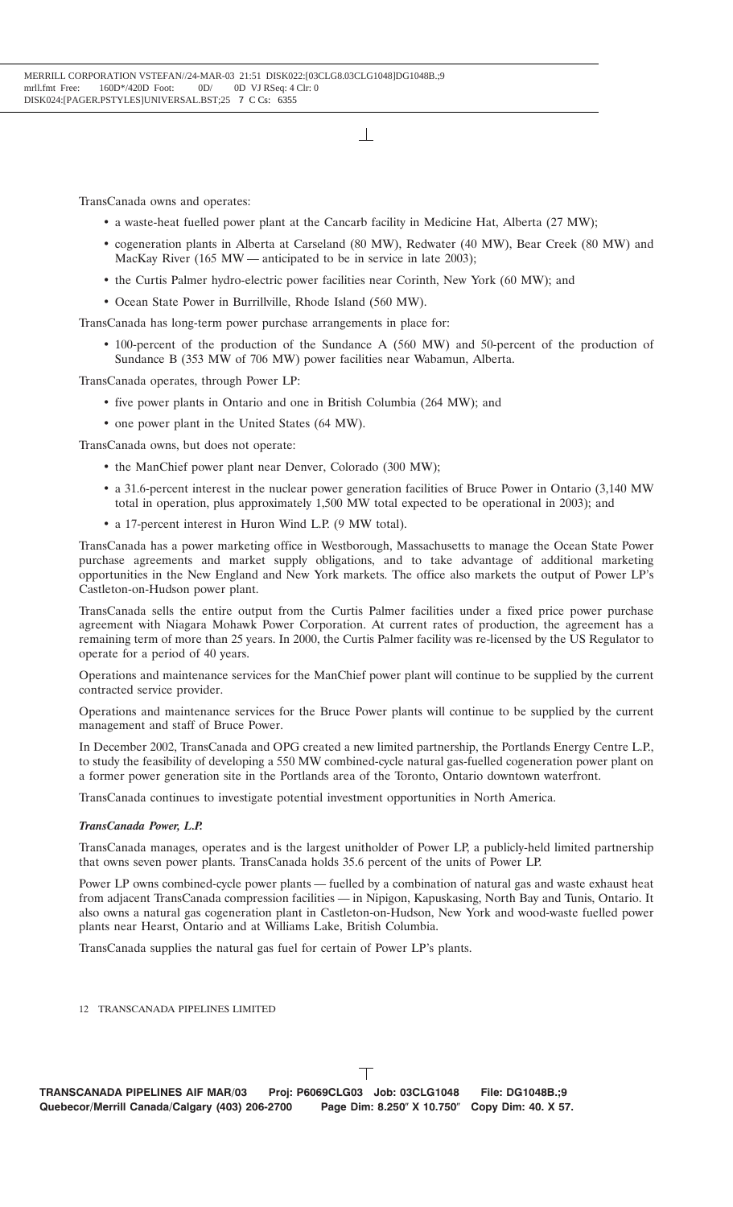TransCanada owns and operates:

- a waste-heat fuelled power plant at the Cancarb facility in Medicine Hat, Alberta (27 MW);
- cogeneration plants in Alberta at Carseland (80 MW), Redwater (40 MW), Bear Creek (80 MW) and MacKay River (165 MW — anticipated to be in service in late 2003);
- the Curtis Palmer hydro-electric power facilities near Corinth, New York (60 MW); and
- Ocean State Power in Burrillville, Rhode Island (560 MW).

TransCanada has long-term power purchase arrangements in place for:

- 100-percent of the production of the Sundance A (560 MW) and 50-percent of the production of Sundance B (353 MW of 706 MW) power facilities near Wabamun, Alberta.

TransCanada operates, through Power LP:

- five power plants in Ontario and one in British Columbia (264 MW); and
- one power plant in the United States (64 MW).

TransCanada owns, but does not operate:

- the ManChief power plant near Denver, Colorado (300 MW);
- a 31.6-percent interest in the nuclear power generation facilities of Bruce Power in Ontario (3,140 MW total in operation, plus approximately 1,500 MW total expected to be operational in 2003); and
- a 17-percent interest in Huron Wind L.P. (9 MW total).

TransCanada has a power marketing office in Westborough, Massachusetts to manage the Ocean State Power purchase agreements and market supply obligations, and to take advantage of additional marketing opportunities in the New England and New York markets. The office also markets the output of Power LP's Castleton-on-Hudson power plant.

TransCanada sells the entire output from the Curtis Palmer facilities under a fixed price power purchase agreement with Niagara Mohawk Power Corporation. At current rates of production, the agreement has a remaining term of more than 25 years. In 2000, the Curtis Palmer facility was re-licensed by the US Regulator to operate for a period of 40 years.

Operations and maintenance services for the ManChief power plant will continue to be supplied by the current contracted service provider.

Operations and maintenance services for the Bruce Power plants will continue to be supplied by the current management and staff of Bruce Power.

In December 2002, TransCanada and OPG created a new limited partnership, the Portlands Energy Centre L.P., to study the feasibility of developing a 550 MW combined-cycle natural gas-fuelled cogeneration power plant on a former power generation site in the Portlands area of the Toronto, Ontario downtown waterfront.

TransCanada continues to investigate potential investment opportunities in North America.

***TransCanada Power, L.P.***

TransCanada manages, operates and is the largest unitholder of Power LP, a publicly-held limited partnership that owns seven power plants. TransCanada holds 35.6 percent of the units of Power LP.

Power LP owns combined-cycle power plants — fuelled by a combination of natural gas and waste exhaust heat from adjacent TransCanada compression facilities — in Nipigon, Kapuskasing, North Bay and Tunis, Ontario. It also owns a natural gas cogeneration plant in Castleton-on-Hudson, New York and wood-waste fuelled power plants near Hearst, Ontario and at Williams Lake, British Columbia.

TransCanada supplies the natural gas fuel for certain of Power LP's plants.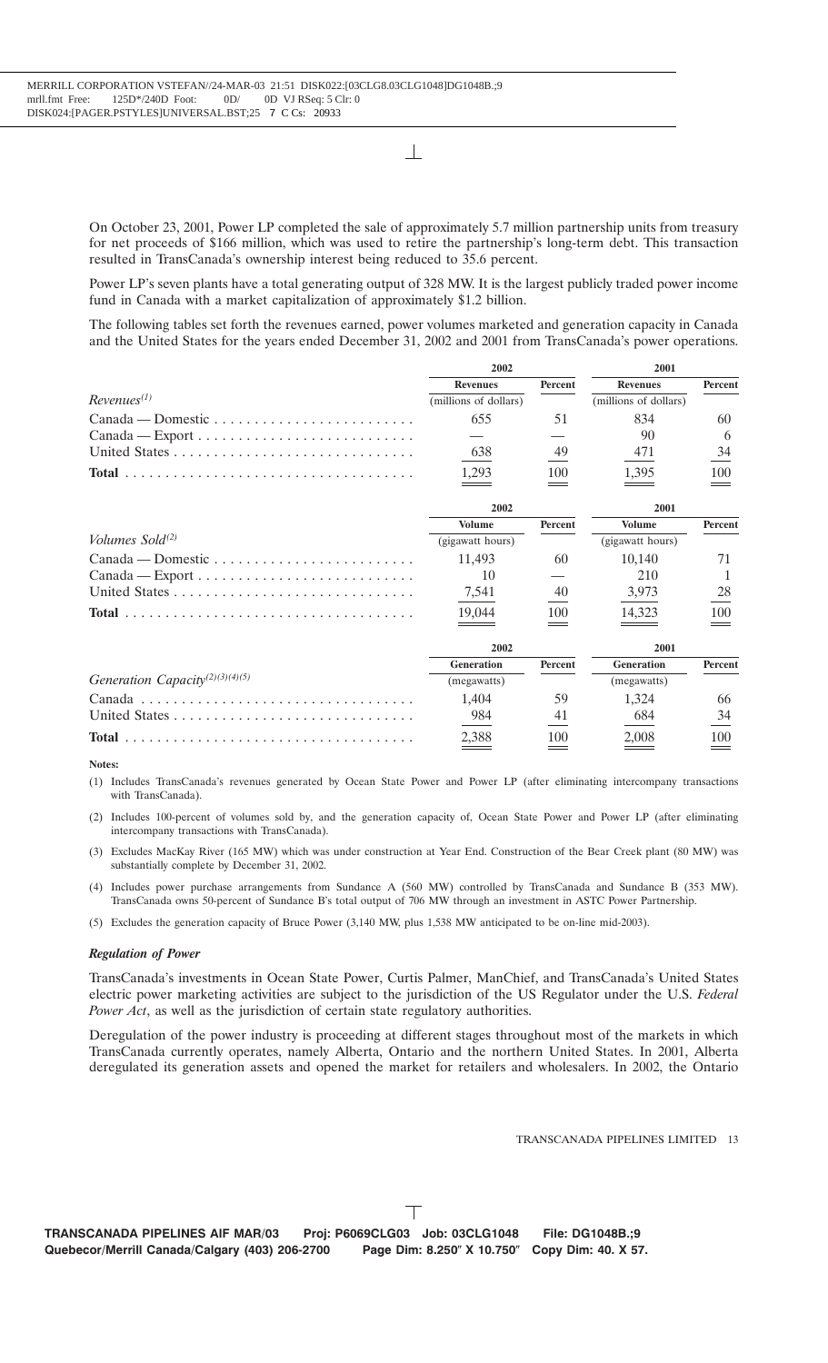On October 23, 2001, Power LP completed the sale of approximately 5.7 million partnership units from treasury for net proceeds of $166 million, which was used to retire the partnership's long-term debt. This transaction resulted in TransCanada's ownership interest being reduced to 35.6 percent.

Power LP's seven plants have a total generating output of 328 MW. It is the largest publicly traded power income fund in Canada with a market capitalization of approximately $1.2 billion.

The following tables set forth the revenues earned, power volumes marketed and generation capacity in Canada and the United States for the years ended December 31, 2002 and 2001 from TransCanada's power operations.

| | 2002 | | 2001 | |
|---|---|---|---|---|
| | **Revenues** | **Percent** | **Revenues** | **Percent** |
| *Revenues*[(1)] | (millions of dollars) | | (millions of dollars) | |
| Canada — Domestic | 655 | 51 | 834 | 60 |
| Canada — Export | — | — | 90 | 6 |
| United States | 638 | 49 | 471 | 34 |
| **Total** | 1,293 | 100 | 1,395 | 100 |

| | 2002 | | 2001 | |
|---|---|---|---|---|
| | **Volume** | **Percent** | **Volume** | **Percent** |
| *Volumes Sold*[(2)] | (gigawatt hours) | | (gigawatt hours) | |
| Canada — Domestic | 11,493 | 60 | 10,140 | 71 |
| Canada — Export | 10 | — | 210 | 1 |
| United States | 7,541 | 40 | 3,973 | 28 |
| **Total** | 19,044 | 100 | 14,323 | 100 |

| | 2002 | | 2001 | |
|---|---|---|---|---|
| | **Generation** | **Percent** | **Generation** | **Percent** |
| *Generation Capacity*[(2)(3)(4)(5)] | (megawatts) | | (megawatts) | |
| Canada | 1,404 | 59 | 1,324 | 66 |
| United States | 984 | 41 | 684 | 34 |
| **Total** | 2,388 | 100 | 2,008 | 100 |

**Notes:**

(1) Includes TransCanada's revenues generated by Ocean State Power and Power LP (after eliminating intercompany transactions with TransCanada).

(2) Includes 100-percent of volumes sold by, and the generation capacity of, Ocean State Power and Power LP (after eliminating intercompany transactions with TransCanada).

(3) Excludes MacKay River (165 MW) which was under construction at Year End. Construction of the Bear Creek plant (80 MW) was substantially complete by December 31, 2002.

(4) Includes power purchase arrangements from Sundance A (560 MW) controlled by TransCanada and Sundance B (353 MW). TransCanada owns 50-percent of Sundance B's total output of 706 MW through an investment in ASTC Power Partnership.

(5) Excludes the generation capacity of Bruce Power (3,140 MW, plus 1,538 MW anticipated to be on-line mid-2003).

### *Regulation of Power*

TransCanada's investments in Ocean State Power, Curtis Palmer, ManChief, and TransCanada's United States electric power marketing activities are subject to the jurisdiction of the US Regulator under the U.S. *Federal Power Act*, as well as the jurisdiction of certain state regulatory authorities.

Deregulation of the power industry is proceeding at different stages throughout most of the markets in which TransCanada currently operates, namely Alberta, Ontario and the northern United States. In 2001, Alberta deregulated its generation assets and opened the market for retailers and wholesalers. In 2002, the Ontario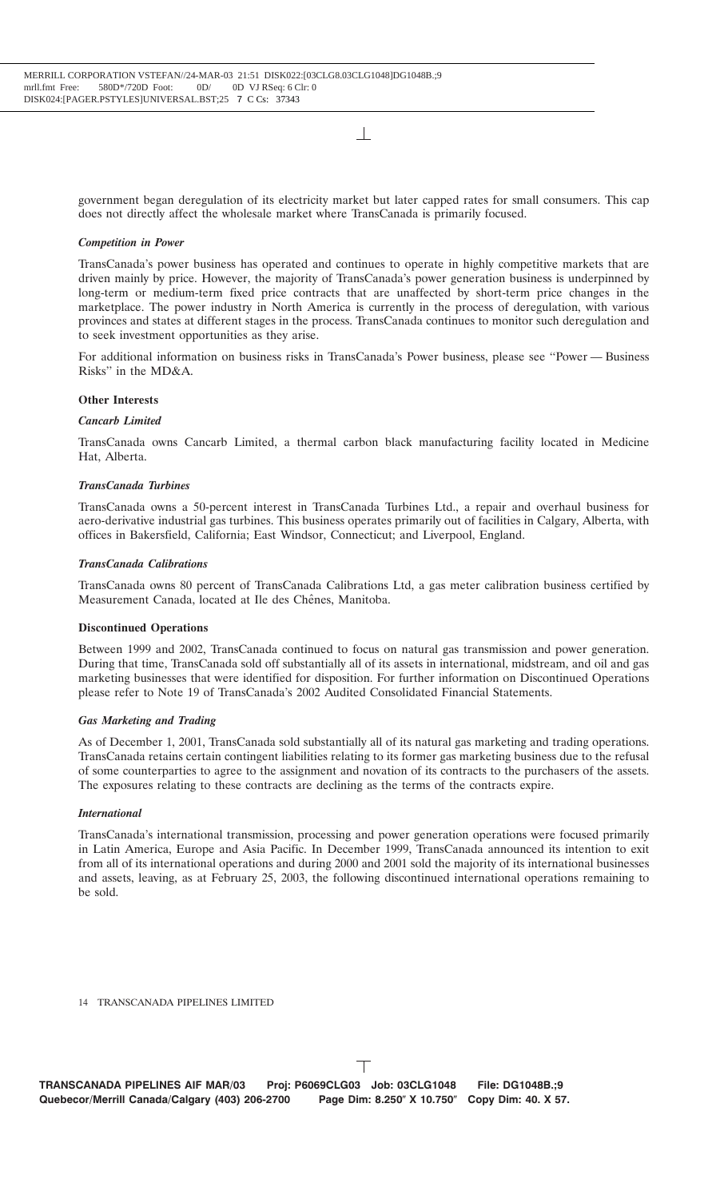government began deregulation of its electricity market but later capped rates for small consumers. This cap does not directly affect the wholesale market where TransCanada is primarily focused.

### *Competition in Power*

TransCanada's power business has operated and continues to operate in highly competitive markets that are driven mainly by price. However, the majority of TransCanada's power generation business is underpinned by long-term or medium-term fixed price contracts that are unaffected by short-term price changes in the marketplace. The power industry in North America is currently in the process of deregulation, with various provinces and states at different stages in the process. TransCanada continues to monitor such deregulation and to seek investment opportunities as they arise.

For additional information on business risks in TransCanada's Power business, please see ''Power — Business Risks'' in the MD&A.

## Other Interests

### *Cancarb Limited*

TransCanada owns Cancarb Limited, a thermal carbon black manufacturing facility located in Medicine Hat, Alberta.

### *TransCanada Turbines*

TransCanada owns a 50-percent interest in TransCanada Turbines Ltd., a repair and overhaul business for aero-derivative industrial gas turbines. This business operates primarily out of facilities in Calgary, Alberta, with offices in Bakersfield, California; East Windsor, Connecticut; and Liverpool, England.

### *TransCanada Calibrations*

TransCanada owns 80 percent of TransCanada Calibrations Ltd, a gas meter calibration business certified by Measurement Canada, located at Ile des Chênes, Manitoba.

## Discontinued Operations

Between 1999 and 2002, TransCanada continued to focus on natural gas transmission and power generation. During that time, TransCanada sold off substantially all of its assets in international, midstream, and oil and gas marketing businesses that were identified for disposition. For further information on Discontinued Operations please refer to Note 19 of TransCanada's 2002 Audited Consolidated Financial Statements.

### *Gas Marketing and Trading*

As of December 1, 2001, TransCanada sold substantially all of its natural gas marketing and trading operations. TransCanada retains certain contingent liabilities relating to its former gas marketing business due to the refusal of some counterparties to agree to the assignment and novation of its contracts to the purchasers of the assets. The exposures relating to these contracts are declining as the terms of the contracts expire.

### *International*

TransCanada's international transmission, processing and power generation operations were focused primarily in Latin America, Europe and Asia Pacific. In December 1999, TransCanada announced its intention to exit from all of its international operations and during 2000 and 2001 sold the majority of its international businesses and assets, leaving, as at February 25, 2003, the following discontinued international operations remaining to be sold.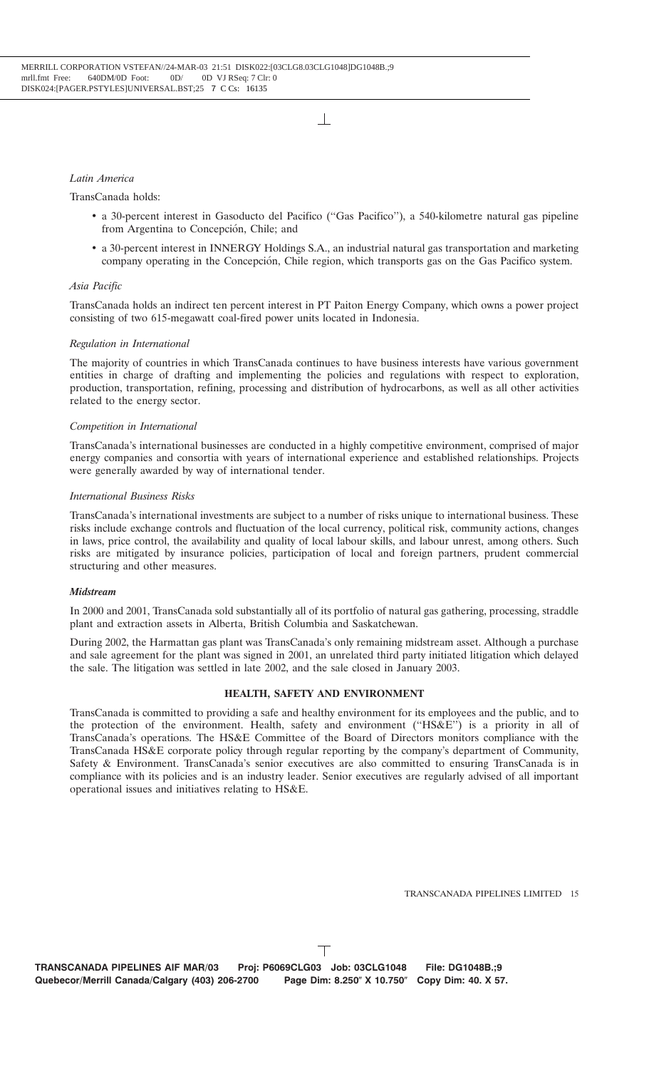*Latin America*

TransCanada holds:

- a 30-percent interest in Gasoducto del Pacifico (''Gas Pacifico''), a 540-kilometre natural gas pipeline from Argentina to Concepción, Chile; and
- a 30-percent interest in INNERGY Holdings S.A., an industrial natural gas transportation and marketing company operating in the Concepción, Chile region, which transports gas on the Gas Pacifico system.

*Asia Pacific*

TransCanada holds an indirect ten percent interest in PT Paiton Energy Company, which owns a power project consisting of two 615-megawatt coal-fired power units located in Indonesia.

*Regulation in International*

The majority of countries in which TransCanada continues to have business interests have various government entities in charge of drafting and implementing the policies and regulations with respect to exploration, production, transportation, refining, processing and distribution of hydrocarbons, as well as all other activities related to the energy sector.

*Competition in International*

TransCanada's international businesses are conducted in a highly competitive environment, comprised of major energy companies and consortia with years of international experience and established relationships. Projects were generally awarded by way of international tender.

*International Business Risks*

TransCanada's international investments are subject to a number of risks unique to international business. These risks include exchange controls and fluctuation of the local currency, political risk, community actions, changes in laws, price control, the availability and quality of local labour skills, and labour unrest, among others. Such risks are mitigated by insurance policies, participation of local and foreign partners, prudent commercial structuring and other measures.

***Midstream***

In 2000 and 2001, TransCanada sold substantially all of its portfolio of natural gas gathering, processing, straddle plant and extraction assets in Alberta, British Columbia and Saskatchewan.

During 2002, the Harmattan gas plant was TransCanada's only remaining midstream asset. Although a purchase and sale agreement for the plant was signed in 2001, an unrelated third party initiated litigation which delayed the sale. The litigation was settled in late 2002, and the sale closed in January 2003.

## HEALTH, SAFETY AND ENVIRONMENT

TransCanada is committed to providing a safe and healthy environment for its employees and the public, and to the protection of the environment. Health, safety and environment (''HS&E'') is a priority in all of TransCanada's operations. The HS&E Committee of the Board of Directors monitors compliance with the TransCanada HS&E corporate policy through regular reporting by the company's department of Community, Safety & Environment. TransCanada's senior executives are also committed to ensuring TransCanada is in compliance with its policies and is an industry leader. Senior executives are regularly advised of all important operational issues and initiatives relating to HS&E.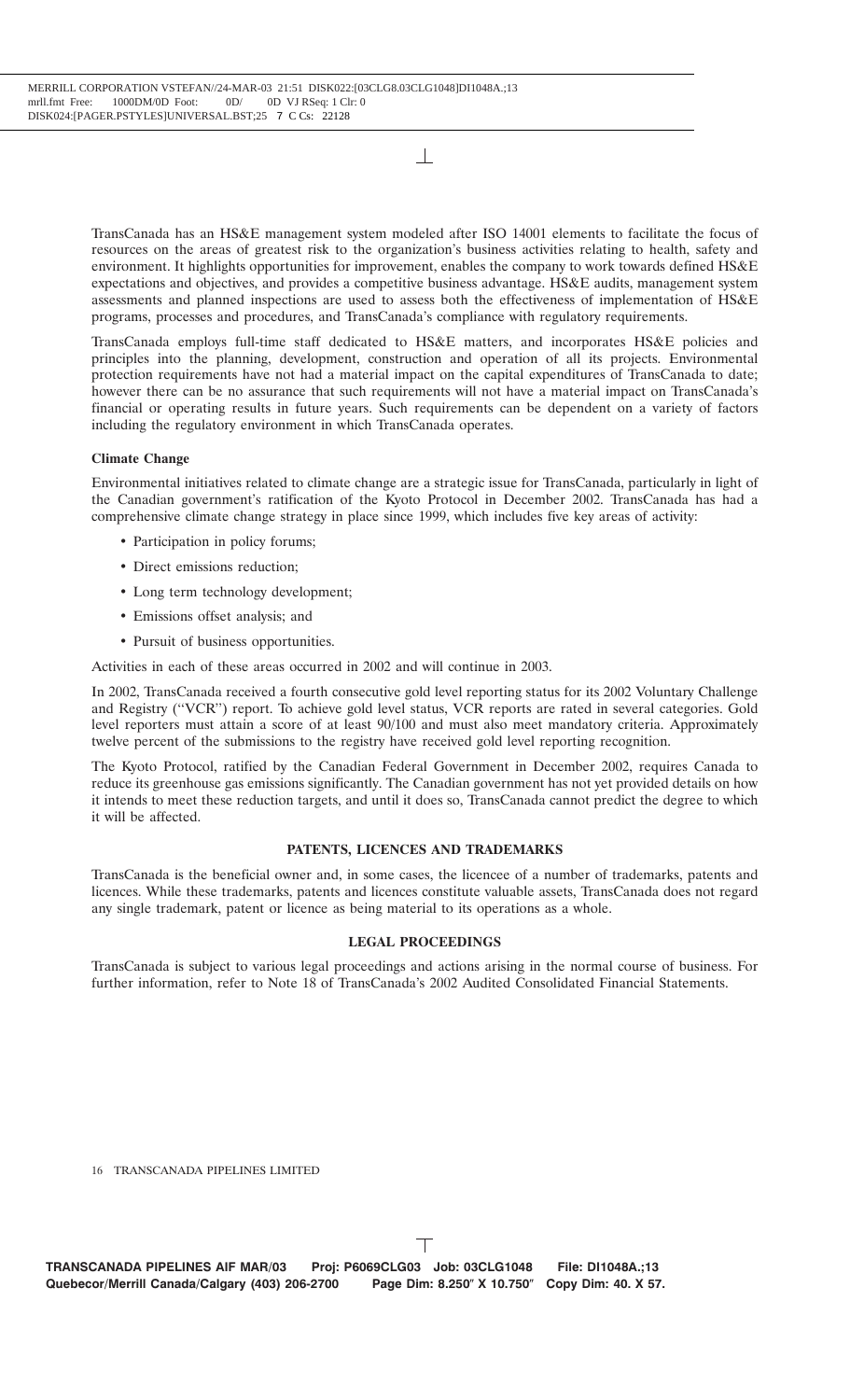TransCanada has an HS&E management system modeled after ISO 14001 elements to facilitate the focus of resources on the areas of greatest risk to the organization's business activities relating to health, safety and environment. It highlights opportunities for improvement, enables the company to work towards defined HS&E expectations and objectives, and provides a competitive business advantage. HS&E audits, management system assessments and planned inspections are used to assess both the effectiveness of implementation of HS&E programs, processes and procedures, and TransCanada's compliance with regulatory requirements.

TransCanada employs full-time staff dedicated to HS&E matters, and incorporates HS&E policies and principles into the planning, development, construction and operation of all its projects. Environmental protection requirements have not had a material impact on the capital expenditures of TransCanada to date; however there can be no assurance that such requirements will not have a material impact on TransCanada's financial or operating results in future years. Such requirements can be dependent on a variety of factors including the regulatory environment in which TransCanada operates.

**Climate Change**

Environmental initiatives related to climate change are a strategic issue for TransCanada, particularly in light of the Canadian government's ratification of the Kyoto Protocol in December 2002. TransCanada has had a comprehensive climate change strategy in place since 1999, which includes five key areas of activity:

- Participation in policy forums;
- Direct emissions reduction;
- Long term technology development;
- Emissions offset analysis; and
- Pursuit of business opportunities.

Activities in each of these areas occurred in 2002 and will continue in 2003.

In 2002, TransCanada received a fourth consecutive gold level reporting status for its 2002 Voluntary Challenge and Registry (''VCR'') report. To achieve gold level status, VCR reports are rated in several categories. Gold level reporters must attain a score of at least 90/100 and must also meet mandatory criteria. Approximately twelve percent of the submissions to the registry have received gold level reporting recognition.

The Kyoto Protocol, ratified by the Canadian Federal Government in December 2002, requires Canada to reduce its greenhouse gas emissions significantly. The Canadian government has not yet provided details on how it intends to meet these reduction targets, and until it does so, TransCanada cannot predict the degree to which it will be affected.

## PATENTS, LICENCES AND TRADEMARKS

TransCanada is the beneficial owner and, in some cases, the licencee of a number of trademarks, patents and licences. While these trademarks, patents and licences constitute valuable assets, TransCanada does not regard any single trademark, patent or licence as being material to its operations as a whole.

## LEGAL PROCEEDINGS

TransCanada is subject to various legal proceedings and actions arising in the normal course of business. For further information, refer to Note 18 of TransCanada's 2002 Audited Consolidated Financial Statements.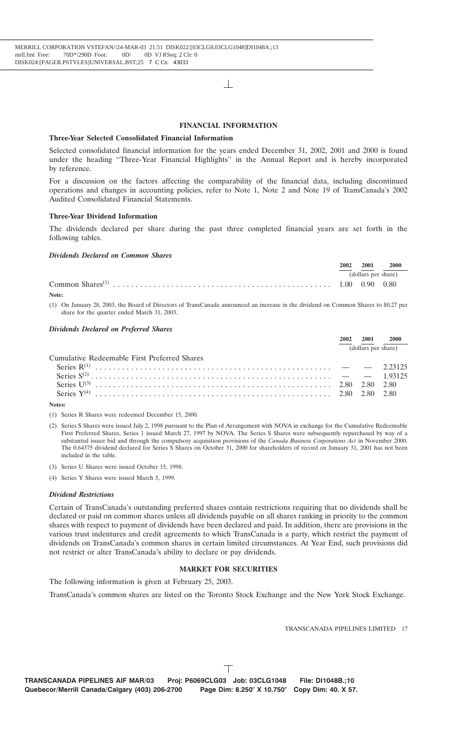## FINANCIAL INFORMATION

### Three-Year Selected Consolidated Financial Information

Selected consolidated financial information for the years ended December 31, 2002, 2001 and 2000 is found under the heading "Three-Year Financial Highlights" in the Annual Report and is hereby incorporated by reference.

For a discussion on the factors affecting the comparability of the financial data, including discontinued operations and changes in accounting policies, refer to Note 1, Note 2 and Note 19 of TransCanada's 2002 Audited Consolidated Financial Statements.

### Three-Year Dividend Information

The dividends declared per share during the past three completed financial years are set forth in the following tables.

#### *Dividends Declared on Common Shares*

| | 2002 | 2001 | 2000 |
|---|---|---|---|
| | (dollars per share) | | |
| Common Shares[1] | 1.00 | 0.90 | 0.80 |

**Note:**

(1) On January 28, 2003, the Board of Directors of TransCanada announced an increase in the dividend on Common Shares to $0.27 per share for the quarter ended March 31, 2003.

#### *Dividends Declared on Preferred Shares*

| | 2002 | 2001 | 2000 |
|---|---|---|---|
| | (dollars per share) | | |
| Cumulative Redeemable First Preferred Shares | | | |
| Series R[1] | — | — | 2.23125 |
| Series S[2] | — | — | 1.93125 |
| Series U[3] | 2.80 | 2.80 | 2.80 |
| Series Y[4] | 2.80 | 2.80 | 2.80 |

**Notes:**

(1) Series R Shares were redeemed December 15, 2000.

(2) Series S Shares were issued July 2, 1998 pursuant to the Plan of Arrangement with NOVA in exchange for the Cumulative Redeemable First Preferred Shares, Series 1 issued March 27, 1997 by NOVA. The Series S Shares were subsequently repurchased by way of a substantial issuer bid and through the compulsory acquisition provisions of the *Canada Business Corporations Act* in November 2000. The 0.64375 dividend declared for Series S Shares on October 31, 2000 for shareholders of record on January 31, 2001 has not been included in the table.

(3) Series U Shares were issued October 15, 1998.

(4) Series Y Shares were issued March 5, 1999.

#### *Dividend Restrictions*

Certain of TransCanada's outstanding preferred shares contain restrictions requiring that no dividends shall be declared or paid on common shares unless all dividends payable on all shares ranking in priority to the common shares with respect to payment of dividends have been declared and paid. In addition, there are provisions in the various trust indentures and credit agreements to which TransCanada is a party, which restrict the payment of dividends on TransCanada's common shares in certain limited circumstances. At Year End, such provisions did not restrict or alter TransCanada's ability to declare or pay dividends.

## MARKET FOR SECURITIES

The following information is given at February 25, 2003.

TransCanada's common shares are listed on the Toronto Stock Exchange and the New York Stock Exchange.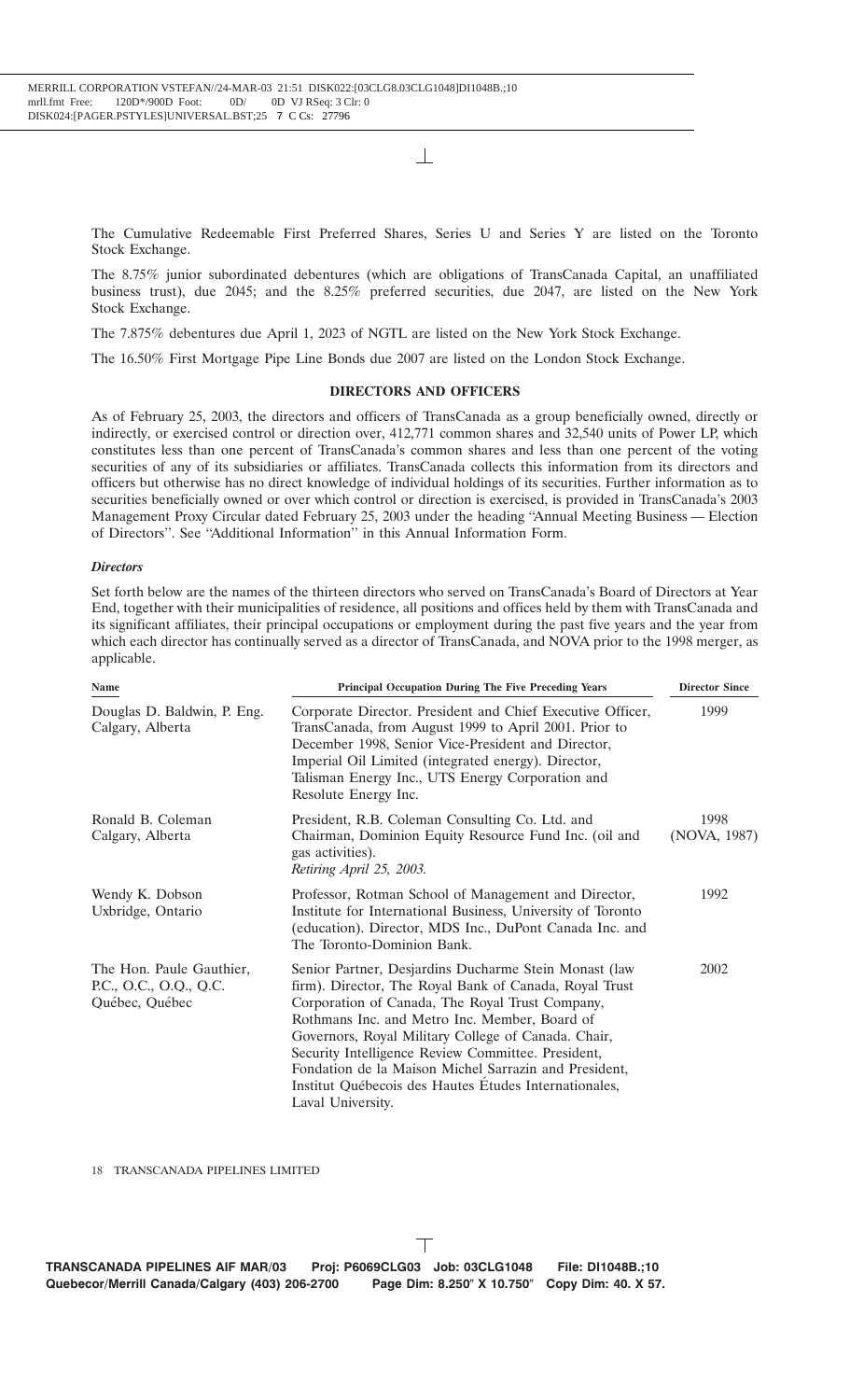The Cumulative Redeemable First Preferred Shares, Series U and Series Y are listed on the Toronto Stock Exchange.

The 8.75% junior subordinated debentures (which are obligations of TransCanada Capital, an unaffiliated business trust), due 2045; and the 8.25% preferred securities, due 2047, are listed on the New York Stock Exchange.

The 7.875% debentures due April 1, 2023 of NGTL are listed on the New York Stock Exchange.

The 16.50% First Mortgage Pipe Line Bonds due 2007 are listed on the London Stock Exchange.

## DIRECTORS AND OFFICERS

As of February 25, 2003, the directors and officers of TransCanada as a group beneficially owned, directly or indirectly, or exercised control or direction over, 412,771 common shares and 32,540 units of Power LP, which constitutes less than one percent of TransCanada's common shares and less than one percent of the voting securities of any of its subsidiaries or affiliates. TransCanada collects this information from its directors and officers but otherwise has no direct knowledge of individual holdings of its securities. Further information as to securities beneficially owned or over which control or direction is exercised, is provided in TransCanada's 2003 Management Proxy Circular dated February 25, 2003 under the heading "Annual Meeting Business — Election of Directors". See "Additional Information" in this Annual Information Form.

### *Directors*

Set forth below are the names of the thirteen directors who served on TransCanada's Board of Directors at Year End, together with their municipalities of residence, all positions and offices held by them with TransCanada and its significant affiliates, their principal occupations or employment during the past five years and the year from which each director has continually served as a director of TransCanada, and NOVA prior to the 1998 merger, as applicable.

| Name | Principal Occupation During The Five Preceding Years | Director Since |
|---|---|---|
| Douglas D. Baldwin, P. Eng.<br>Calgary, Alberta | Corporate Director. President and Chief Executive Officer, TransCanada, from August 1999 to April 2001. Prior to December 1998, Senior Vice-President and Director, Imperial Oil Limited (integrated energy). Director, Talisman Energy Inc., UTS Energy Corporation and Resolute Energy Inc. | 1999 |
| Ronald B. Coleman<br>Calgary, Alberta | President, R.B. Coleman Consulting Co. Ltd. and Chairman, Dominion Equity Resource Fund Inc. (oil and gas activities).<br>*Retiring April 25, 2003.* | 1998<br>(NOVA, 1987) |
| Wendy K. Dobson<br>Uxbridge, Ontario | Professor, Rotman School of Management and Director, Institute for International Business, University of Toronto (education). Director, MDS Inc., DuPont Canada Inc. and The Toronto-Dominion Bank. | 1992 |
| The Hon. Paule Gauthier,<br>P.C., O.C., O.Q., Q.C.<br>Québec, Québec | Senior Partner, Desjardins Ducharme Stein Monast (law firm). Director, The Royal Bank of Canada, Royal Trust Corporation of Canada, The Royal Trust Company, Rothmans Inc. and Metro Inc. Member, Board of Governors, Royal Military College of Canada. Chair, Security Intelligence Review Committee. President, Fondation de la Maison Michel Sarrazin and President, Institut Québecois des Hautes Études Internationales, Laval University. | 2002 |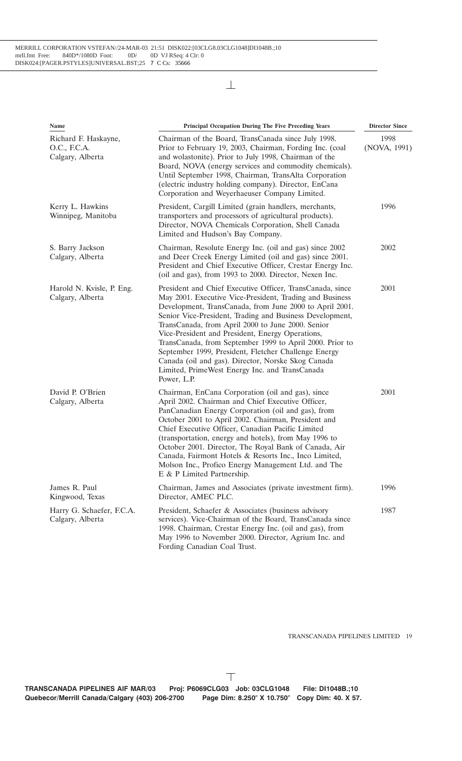| Name | Principal Occupation During The Five Preceding Years | Director Since |
| --- | --- | --- |
| Richard F. Haskayne, O.C., F.C.A. Calgary, Alberta | Chairman of the Board, TransCanada since July 1998. Prior to February 19, 2003, Chairman, Fording Inc. (coal and wolastonite). Prior to July 1998, Chairman of the Board, NOVA (energy services and commodity chemicals). Until September 1998, Chairman, TransAlta Corporation (electric industry holding company). Director, EnCana Corporation and Weyerhaeuser Company Limited. | 1998 (NOVA, 1991) |
| Kerry L. Hawkins Winnipeg, Manitoba | President, Cargill Limited (grain handlers, merchants, transporters and processors of agricultural products). Director, NOVA Chemicals Corporation, Shell Canada Limited and Hudson's Bay Company. | 1996 |
| S. Barry Jackson Calgary, Alberta | Chairman, Resolute Energy Inc. (oil and gas) since 2002 and Deer Creek Energy Limited (oil and gas) since 2001. President and Chief Executive Officer, Crestar Energy Inc. (oil and gas), from 1993 to 2000. Director, Nexen Inc. | 2002 |
| Harold N. Kvisle, P. Eng. Calgary, Alberta | President and Chief Executive Officer, TransCanada, since May 2001. Executive Vice-President, Trading and Business Development, TransCanada, from June 2000 to April 2001. Senior Vice-President, Trading and Business Development, TransCanada, from April 2000 to June 2000. Senior Vice-President and President, Energy Operations, TransCanada, from September 1999 to April 2000. Prior to September 1999, President, Fletcher Challenge Energy Canada (oil and gas). Director, Norske Skog Canada Limited, PrimeWest Energy Inc. and TransCanada Power, L.P. | 2001 |
| David P. O'Brien Calgary, Alberta | Chairman, EnCana Corporation (oil and gas), since April 2002. Chairman and Chief Executive Officer, PanCanadian Energy Corporation (oil and gas), from October 2001 to April 2002. Chairman, President and Chief Executive Officer, Canadian Pacific Limited (transportation, energy and hotels), from May 1996 to October 2001. Director, The Royal Bank of Canada, Air Canada, Fairmont Hotels & Resorts Inc., Inco Limited, Molson Inc., Profico Energy Management Ltd. and The E & P Limited Partnership. | 2001 |
| James R. Paul Kingwood, Texas | Chairman, James and Associates (private investment firm). Director, AMEC PLC. | 1996 |
| Harry G. Schaefer, F.C.A. Calgary, Alberta | President, Schaefer & Associates (business advisory services). Vice-Chairman of the Board, TransCanada since 1998. Chairman, Crestar Energy Inc. (oil and gas), from May 1996 to November 2000. Director, Agrium Inc. and Fording Canadian Coal Trust. | 1987 |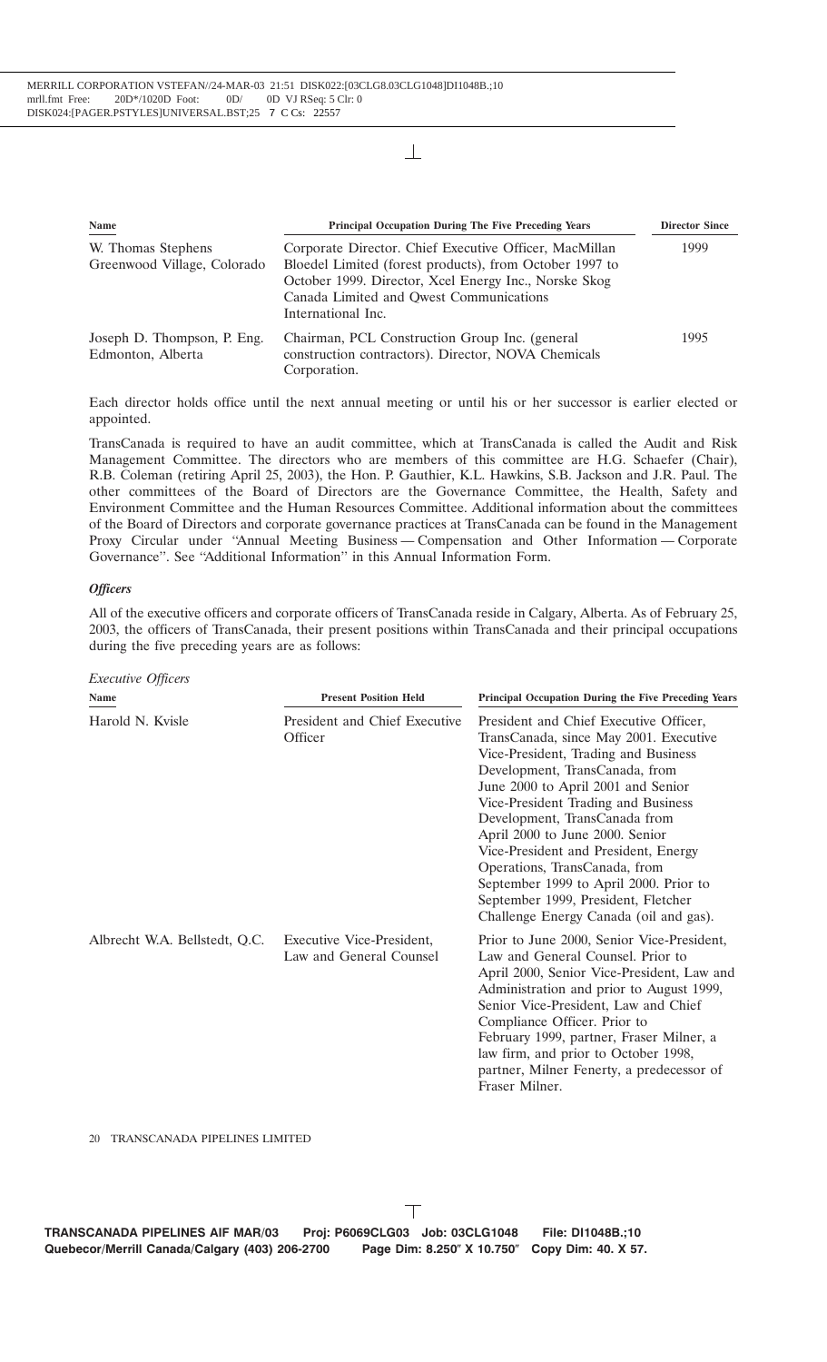| Name | Principal Occupation During The Five Preceding Years | Director Since |
|---|---|---|
| W. Thomas Stephens Greenwood Village, Colorado | Corporate Director. Chief Executive Officer, MacMillan Bloedel Limited (forest products), from October 1997 to October 1999. Director, Xcel Energy Inc., Norske Skog Canada Limited and Qwest Communications International Inc. | 1999 |
| Joseph D. Thompson, P. Eng. Edmonton, Alberta | Chairman, PCL Construction Group Inc. (general construction contractors). Director, NOVA Chemicals Corporation. | 1995 |

Each director holds office until the next annual meeting or until his or her successor is earlier elected or appointed.

TransCanada is required to have an audit committee, which at TransCanada is called the Audit and Risk Management Committee. The directors who are members of this committee are H.G. Schaefer (Chair), R.B. Coleman (retiring April 25, 2003), the Hon. P. Gauthier, K.L. Hawkins, S.B. Jackson and J.R. Paul. The other committees of the Board of Directors are the Governance Committee, the Health, Safety and Environment Committee and the Human Resources Committee. Additional information about the committees of the Board of Directors and corporate governance practices at TransCanada can be found in the Management Proxy Circular under "Annual Meeting Business — Compensation and Other Information — Corporate Governance". See "Additional Information" in this Annual Information Form.

***Officers***

All of the executive officers and corporate officers of TransCanada reside in Calgary, Alberta. As of February 25, 2003, the officers of TransCanada, their present positions within TransCanada and their principal occupations during the five preceding years are as follows:

*Executive Officers*

| Name | Present Position Held | Principal Occupation During the Five Preceding Years |
|---|---|---|
| Harold N. Kvisle | President and Chief Executive Officer | President and Chief Executive Officer, TransCanada, since May 2001. Executive Vice-President, Trading and Business Development, TransCanada, from June 2000 to April 2001 and Senior Vice-President Trading and Business Development, TransCanada from April 2000 to June 2000. Senior Vice-President and President, Energy Operations, TransCanada, from September 1999 to April 2000. Prior to September 1999, President, Fletcher Challenge Energy Canada (oil and gas). |
| Albrecht W.A. Bellstedt, Q.C. | Executive Vice-President, Law and General Counsel | Prior to June 2000, Senior Vice-President, Law and General Counsel. Prior to April 2000, Senior Vice-President, Law and Administration and prior to August 1999, Senior Vice-President, Law and Chief Compliance Officer. Prior to February 1999, partner, Fraser Milner, a law firm, and prior to October 1998, partner, Milner Fenerty, a predecessor of Fraser Milner. |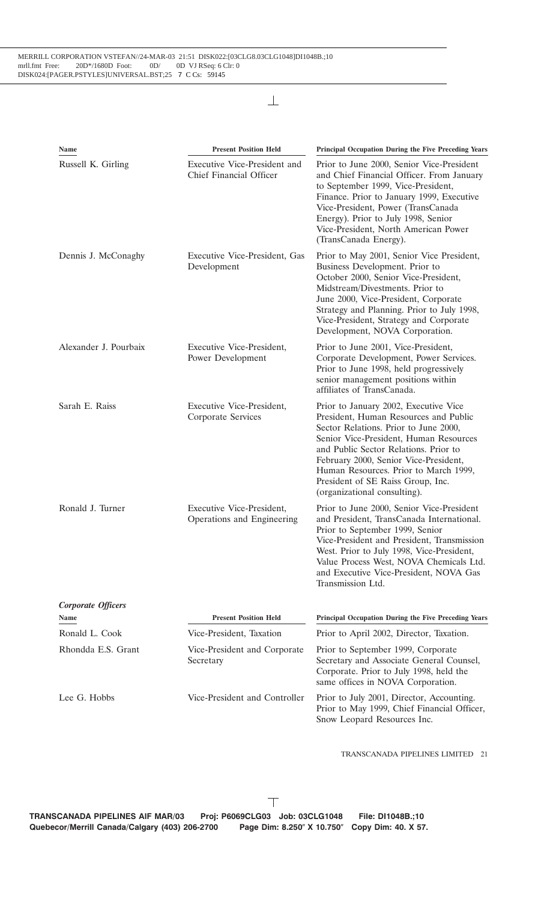| Name | Present Position Held | Principal Occupation During the Five Preceding Years |
| --- | --- | --- |
| Russell K. Girling | Executive Vice-President and Chief Financial Officer | Prior to June 2000, Senior Vice-President and Chief Financial Officer. From January to September 1999, Vice-President, Finance. Prior to January 1999, Executive Vice-President, Power (TransCanada Energy). Prior to July 1998, Senior Vice-President, North American Power (TransCanada Energy). |
| Dennis J. McConaghy | Executive Vice-President, Gas Development | Prior to May 2001, Senior Vice President, Business Development. Prior to October 2000, Senior Vice-President, Midstream/Divestments. Prior to June 2000, Vice-President, Corporate Strategy and Planning. Prior to July 1998, Vice-President, Strategy and Corporate Development, NOVA Corporation. |
| Alexander J. Pourbaix | Executive Vice-President, Power Development | Prior to June 2001, Vice-President, Corporate Development, Power Services. Prior to June 1998, held progressively senior management positions within affiliates of TransCanada. |
| Sarah E. Raiss | Executive Vice-President, Corporate Services | Prior to January 2002, Executive Vice President, Human Resources and Public Sector Relations. Prior to June 2000, Senior Vice-President, Human Resources and Public Sector Relations. Prior to February 2000, Senior Vice-President, Human Resources. Prior to March 1999, President of SE Raiss Group, Inc. (organizational consulting). |
| Ronald J. Turner | Executive Vice-President, Operations and Engineering | Prior to June 2000, Senior Vice-President and President, TransCanada International. Prior to September 1999, Senior Vice-President and President, Transmission West. Prior to July 1998, Vice-President, Value Process West, NOVA Chemicals Ltd. and Executive Vice-President, NOVA Gas Transmission Ltd. |

***Corporate Officers***

| Name | Present Position Held | Principal Occupation During the Five Preceding Years |
| --- | --- | --- |
| Ronald L. Cook | Vice-President, Taxation | Prior to April 2002, Director, Taxation. |
| Rhondda E.S. Grant | Vice-President and Corporate Secretary | Prior to September 1999, Corporate Secretary and Associate General Counsel, Corporate. Prior to July 1998, held the same offices in NOVA Corporation. |
| Lee G. Hobbs | Vice-President and Controller | Prior to July 2001, Director, Accounting. Prior to May 1999, Chief Financial Officer, Snow Leopard Resources Inc. |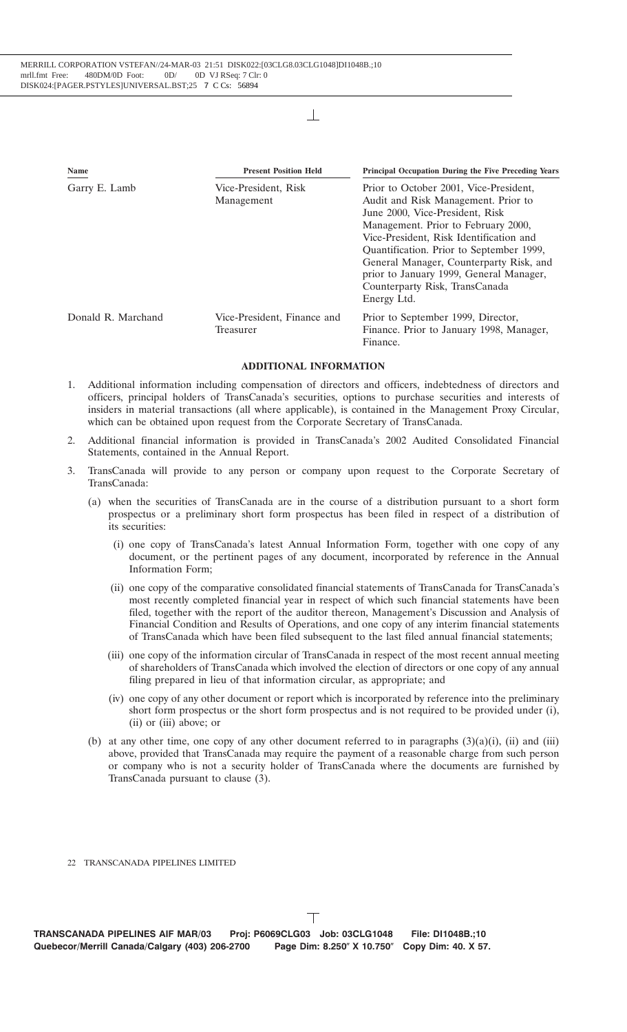| Name | Present Position Held | Principal Occupation During the Five Preceding Years |
|---|---|---|
| Garry E. Lamb | Vice-President, Risk Management | Prior to October 2001, Vice-President, Audit and Risk Management. Prior to June 2000, Vice-President, Risk Management. Prior to February 2000, Vice-President, Risk Identification and Quantification. Prior to September 1999, General Manager, Counterparty Risk, and prior to January 1999, General Manager, Counterparty Risk, TransCanada Energy Ltd. |
| Donald R. Marchand | Vice-President, Finance and Treasurer | Prior to September 1999, Director, Finance. Prior to January 1998, Manager, Finance. |

## ADDITIONAL INFORMATION

1. Additional information including compensation of directors and officers, indebtedness of directors and officers, principal holders of TransCanada's securities, options to purchase securities and interests of insiders in material transactions (all where applicable), is contained in the Management Proxy Circular, which can be obtained upon request from the Corporate Secretary of TransCanada.

2. Additional financial information is provided in TransCanada's 2002 Audited Consolidated Financial Statements, contained in the Annual Report.

3. TransCanada will provide to any person or company upon request to the Corporate Secretary of TransCanada:

   (a) when the securities of TransCanada are in the course of a distribution pursuant to a short form prospectus or a preliminary short form prospectus has been filed in respect of a distribution of its securities:

   (i) one copy of TransCanada's latest Annual Information Form, together with one copy of any document, or the pertinent pages of any document, incorporated by reference in the Annual Information Form;

   (ii) one copy of the comparative consolidated financial statements of TransCanada for TransCanada's most recently completed financial year in respect of which such financial statements have been filed, together with the report of the auditor thereon, Management's Discussion and Analysis of Financial Condition and Results of Operations, and one copy of any interim financial statements of TransCanada which have been filed subsequent to the last filed annual financial statements;

   (iii) one copy of the information circular of TransCanada in respect of the most recent annual meeting of shareholders of TransCanada which involved the election of directors or one copy of any annual filing prepared in lieu of that information circular, as appropriate; and

   (iv) one copy of any other document or report which is incorporated by reference into the preliminary short form prospectus or the short form prospectus and is not required to be provided under (i), (ii) or (iii) above; or

   (b) at any other time, one copy of any other document referred to in paragraphs (3)(a)(i), (ii) and (iii) above, provided that TransCanada may require the payment of a reasonable charge from such person or company who is not a security holder of TransCanada where the documents are furnished by TransCanada pursuant to clause (3).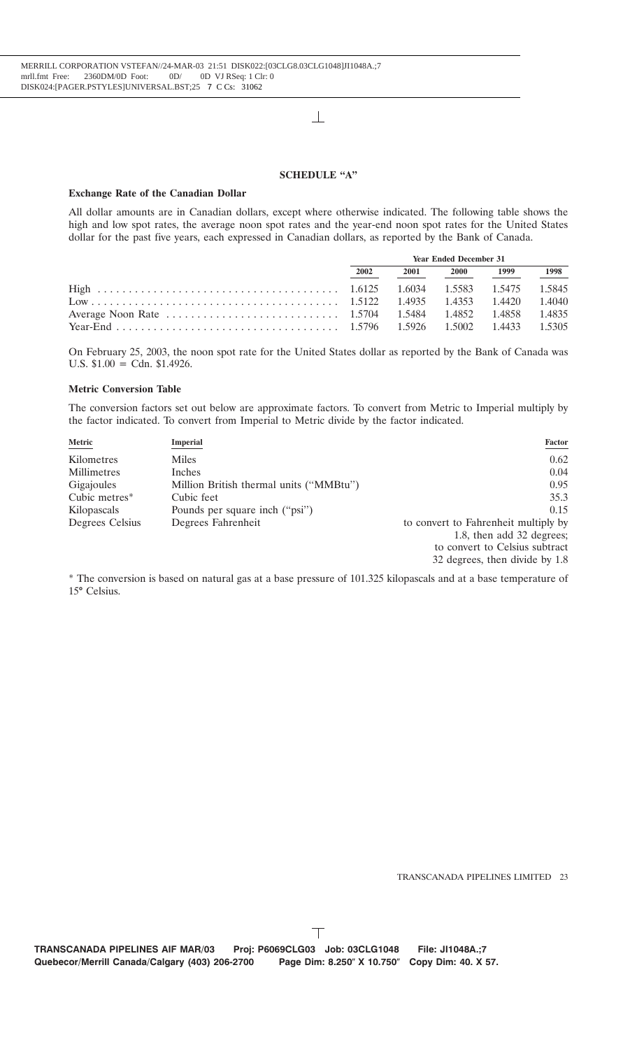## SCHEDULE "A"

### Exchange Rate of the Canadian Dollar

All dollar amounts are in Canadian dollars, except where otherwise indicated. The following table shows the high and low spot rates, the average noon spot rates and the year-end noon spot rates for the United States dollar for the past five years, each expressed in Canadian dollars, as reported by the Bank of Canada.

| | Year Ended December 31 | | | | |
|---|---|---|---|---|---|
| | 2002 | 2001 | 2000 | 1999 | 1998 |
| High | 1.6125 | 1.6034 | 1.5583 | 1.5475 | 1.5845 |
| Low | 1.5122 | 1.4935 | 1.4353 | 1.4420 | 1.4040 |
| Average Noon Rate | 1.5704 | 1.5484 | 1.4852 | 1.4858 | 1.4835 |
| Year-End | 1.5796 | 1.5926 | 1.5002 | 1.4433 | 1.5305 |

On February 25, 2003, the noon spot rate for the United States dollar as reported by the Bank of Canada was U.S. $1.00 = Cdn. $1.4926.

### Metric Conversion Table

The conversion factors set out below are approximate factors. To convert from Metric to Imperial multiply by the factor indicated. To convert from Imperial to Metric divide by the factor indicated.

| Metric | Imperial | Factor |
|---|---|---|
| Kilometres | Miles | 0.62 |
| Millimetres | Inches | 0.04 |
| Gigajoules | Million British thermal units ("MMBtu") | 0.95 |
| Cubic metres* | Cubic feet | 35.3 |
| Kilopascals | Pounds per square inch ("psi") | 0.15 |
| Degrees Celsius | Degrees Fahrenheit | to convert to Fahrenheit multiply by 1.8, then add 32 degrees; to convert to Celsius subtract 32 degrees, then divide by 1.8 |

* The conversion is based on natural gas at a base pressure of 101.325 kilopascals and at a base temperature of 15° Celsius.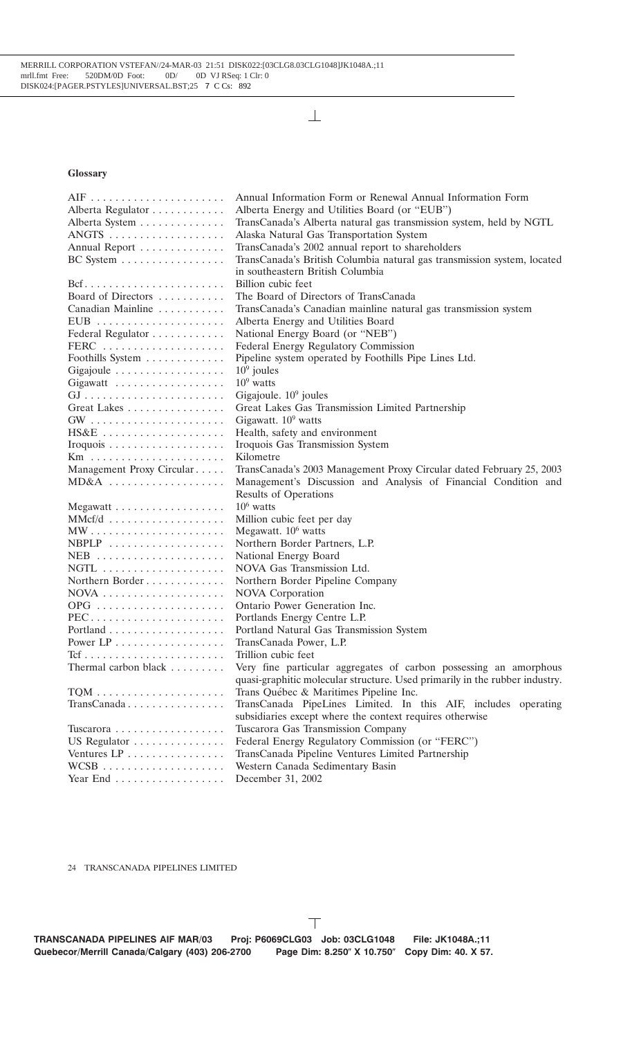**Glossary**

| | |
|---|---|
| AIF | Annual Information Form or Renewal Annual Information Form |
| Alberta Regulator | Alberta Energy and Utilities Board (or "EUB") |
| Alberta System | TransCanada's Alberta natural gas transmission system, held by NGTL |
| ANGTS | Alaska Natural Gas Transportation System |
| Annual Report | TransCanada's 2002 annual report to shareholders |
| BC System | TransCanada's British Columbia natural gas transmission system, located in southeastern British Columbia |
| Bcf | Billion cubic feet |
| Board of Directors | The Board of Directors of TransCanada |
| Canadian Mainline | TransCanada's Canadian mainline natural gas transmission system |
| EUB | Alberta Energy and Utilities Board |
| Federal Regulator | National Energy Board (or "NEB") |
| FERC | Federal Energy Regulatory Commission |
| Foothills System | Pipeline system operated by Foothills Pipe Lines Ltd. |
| Gigajoule | $10^9$ joules |
| Gigawatt | $10^9$ watts |
| GJ | Gigajoule. $10^9$ joules |
| Great Lakes | Great Lakes Gas Transmission Limited Partnership |
| GW | Gigawatt. $10^9$ watts |
| HS&E | Health, safety and environment |
| Iroquois | Iroquois Gas Transmission System |
| Km | Kilometre |
| Management Proxy Circular | TransCanada's 2003 Management Proxy Circular dated February 25, 2003 |
| MD&A | Management's Discussion and Analysis of Financial Condition and Results of Operations |
| Megawatt | $10^6$ watts |
| MMcf/d | Million cubic feet per day |
| MW | Megawatt. $10^6$ watts |
| NBPLP | Northern Border Partners, L.P. |
| NEB | National Energy Board |
| NGTL | NOVA Gas Transmission Ltd. |
| Northern Border | Northern Border Pipeline Company |
| NOVA | NOVA Corporation |
| OPG | Ontario Power Generation Inc. |
| PEC | Portlands Energy Centre L.P. |
| Portland | Portland Natural Gas Transmission System |
| Power LP | TransCanada Power, L.P. |
| Tcf | Trillion cubic feet |
| Thermal carbon black | Very fine particular aggregates of carbon possessing an amorphous quasi-graphitic molecular structure. Used primarily in the rubber industry. |
| TQM | Trans Québec & Maritimes Pipeline Inc. |
| TransCanada | TransCanada PipeLines Limited. In this AIF, includes operating subsidiaries except where the context requires otherwise |
| Tuscarora | Tuscarora Gas Transmission Company |
| US Regulator | Federal Energy Regulatory Commission (or "FERC") |
| Ventures LP | TransCanada Pipeline Ventures Limited Partnership |
| WCSB | Western Canada Sedimentary Basin |
| Year End | December 31, 2002 |